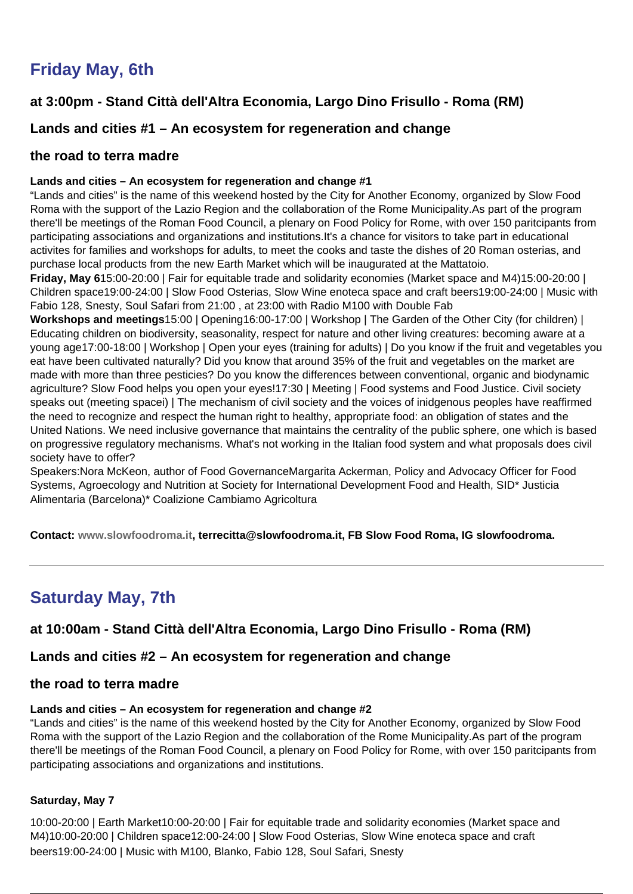## Friday May, 6th

### at 3:00pm - Stand Città dell'Altra Economia, Largo Dino Frisullo - Roma (RM)

### Lands and cities #1 – An ecosystem for regeneration and change

### the road to terra madre

**Lands and cities – An ecosystem for regeneration and change #1**

"Lands and cities" is the name of this weekend hosted by the City for Another Economy, organized by Slow Food Roma with the support of the Lazio Region and the collaboration of the Rome Municipality.As part of the program there'll be meetings of the Roman Food Council, a plenary on Food Policy for Rome, with over 150 paritcipants from participating associations and organizations and institutions.It's a chance for visitors to take part in educational activites for families and workshops for adults, to meet the cooks and taste the dishes of 20 Roman osterias, and purchase local products from the new Earth Market which will be inaugurated at the Mattatoio.

**Friday, May 6**15:00-20:00 | Fair for equitable trade and solidarity economies (Market space and M4)15:00-20:00 | Children space19:00-24:00 | Slow Food Osterias, Slow Wine enoteca space and craft beers19:00-24:00 | Music with Fabio 128, Snesty, Soul Safari from 21:00 , at 23:00 with Radio M100 with Double Fab

**Workshops and meetings**15:00 | Opening16:00-17:00 | Workshop | The Garden of the Other City (for children) | Educating children on biodiversity, seasonality, respect for nature and other living creatures: becoming aware at a young age17:00-18:00 | Workshop | Open your eyes (training for adults) | Do you know if the fruit and vegetables you eat have been cultivated naturally? Did you know that around 35% of the fruit and vegetables on the market are made with more than three pesticies? Do you know the differences between conventional, organic and biodynamic agriculture? Slow Food helps you open your eyes!17:30 | Meeting | Food systems and Food Justice. Civil society speaks out (meeting spacei) | The mechanism of civil society and the voices of inidgenous peoples have reaffirmed the need to recognize and respect the human right to healthy, appropriate food: an obligation of states and the United Nations. We need inclusive governance that maintains the centrality of the public sphere, one which is based on progressive regulatory mechanisms. What's not working in the Italian food system and what proposals does civil society have to offer?

Speakers:Nora McKeon, author of Food GovernanceMargarita Ackerman, Policy and Advocacy Officer for Food Systems, Agroecology and Nutrition at Society for International Development Food and Health, SID* Justicia Alimentaria (Barcelona)* Coalizione Cambiamo Agricoltura

**Contact: www.slowfoodroma.it, terrecitta@slowfoodroma.it, FB Slow Food Roma, IG slowfoodroma.**

---

## Saturday May, 7th

### at 10:00am - Stand Città dell'Altra Economia, Largo Dino Frisullo - Roma (RM)

### Lands and cities #2 – An ecosystem for regeneration and change

### the road to terra madre

**Lands and cities – An ecosystem for regeneration and change #2**

"Lands and cities" is the name of this weekend hosted by the City for Another Economy, organized by Slow Food Roma with the support of the Lazio Region and the collaboration of the Rome Municipality.As part of the program there'll be meetings of the Roman Food Council, a plenary on Food Policy for Rome, with over 150 paritcipants from participating associations and organizations and institutions.

**Saturday, May 7**

10:00-20:00 | Earth Market10:00-20:00 | Fair for equitable trade and solidarity economies (Market space and M4)10:00-20:00 | Children space12:00-24:00 | Slow Food Osterias, Slow Wine enoteca space and craft beers19:00-24:00 | Music with M100, Blanko, Fabio 128, Soul Safari, Snesty

---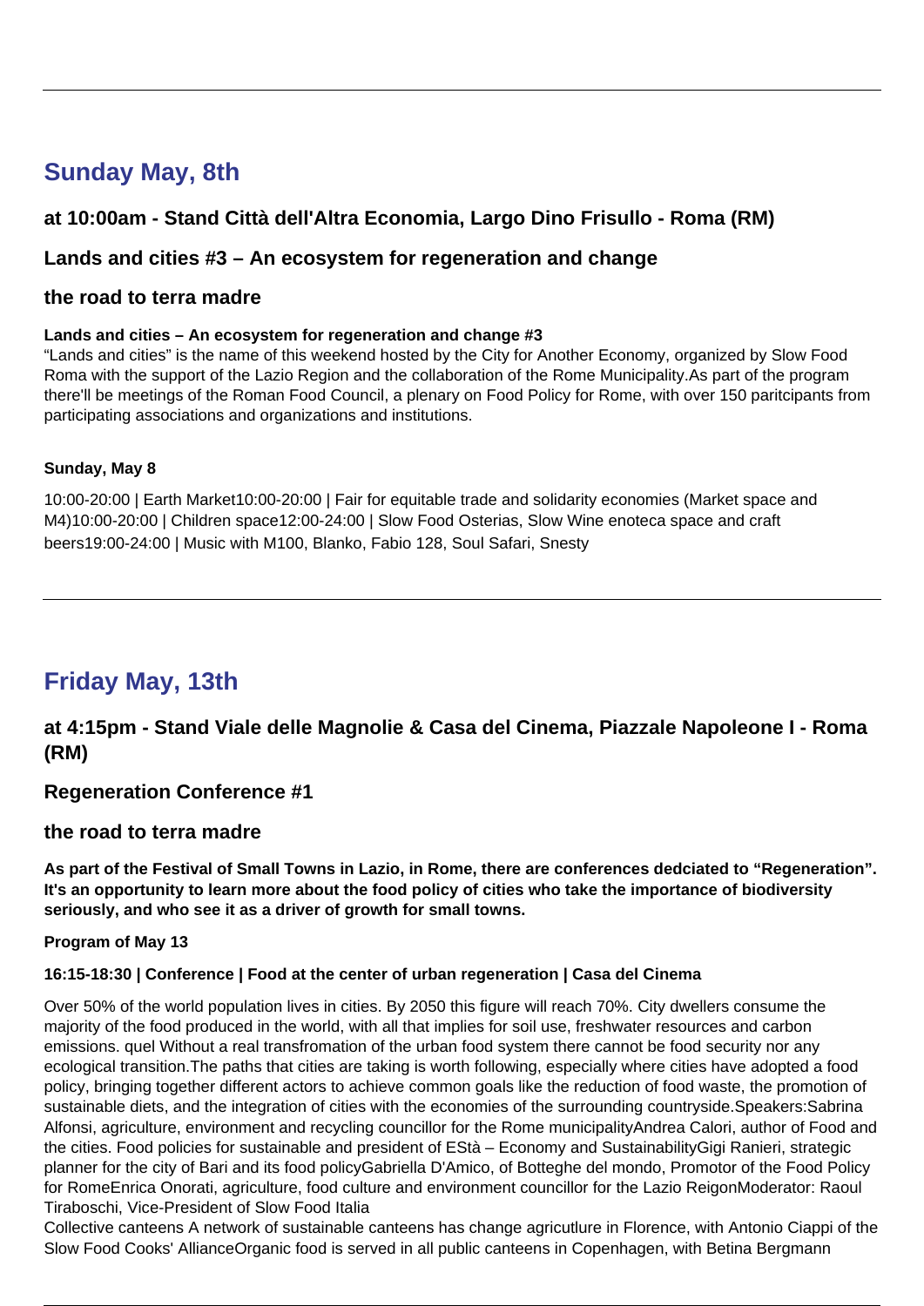## Sunday May, 8th

### at 10:00am - Stand Città dell'Altra Economia, Largo Dino Frisullo - Roma (RM)

### Lands and cities #3 – An ecosystem for regeneration and change

### the road to terra madre

**Lands and cities – An ecosystem for regeneration and change #3**

"Lands and cities" is the name of this weekend hosted by the City for Another Economy, organized by Slow Food Roma with the support of the Lazio Region and the collaboration of the Rome Municipality.As part of the program there'll be meetings of the Roman Food Council, a plenary on Food Policy for Rome, with over 150 paritcipants from participating associations and organizations and institutions.

**Sunday, May 8**

10:00-20:00 | Earth Market10:00-20:00 | Fair for equitable trade and solidarity economies (Market space and M4)10:00-20:00 | Children space12:00-24:00 | Slow Food Osterias, Slow Wine enoteca space and craft beers19:00-24:00 | Music with M100, Blanko, Fabio 128, Soul Safari, Snesty

---

## Friday May, 13th

### at 4:15pm - Stand Viale delle Magnolie & Casa del Cinema, Piazzale Napoleone I - Roma (RM)

### Regeneration Conference #1

### the road to terra madre

**As part of the Festival of Small Towns in Lazio, in Rome, there are conferences dedciated to "Regeneration". It's an opportunity to learn more about the food policy of cities who take the importance of biodiversity seriously, and who see it as a driver of growth for small towns.**

**Program of May 13**

**16:15-18:30 | Conference | Food at the center of urban regeneration | Casa del Cinema**

Over 50% of the world population lives in cities. By 2050 this figure will reach 70%. City dwellers consume the majority of the food produced in the world, with all that implies for soil use, freshwater resources and carbon emissions. quel Without a real transfromation of the urban food system there cannot be food security nor any ecological transition.The paths that cities are taking is worth following, especially where cities have adopted a food policy, bringing together different actors to achieve common goals like the reduction of food waste, the promotion of sustainable diets, and the integration of cities with the economies of the surrounding countryside.Speakers:Sabrina Alfonsi, agriculture, environment and recycling councillor for the Rome municipalityAndrea Calori, author of Food and the cities. Food policies for sustainable and president of EStà – Economy and SustainabilityGigi Ranieri, strategic planner for the city of Bari and its food policyGabriella D'Amico, of Botteghe del mondo, Promotor of the Food Policy for RomeEnrica Onorati, agriculture, food culture and environment councillor for the Lazio ReigonModerator: Raoul Tiraboschi, Vice-President of Slow Food Italia

Collective canteens A network of sustainable canteens has change agricutlure in Florence, with Antonio Ciappi of the Slow Food Cooks' AllianceOrganic food is served in all public canteens in Copenhagen, with Betina Bergmann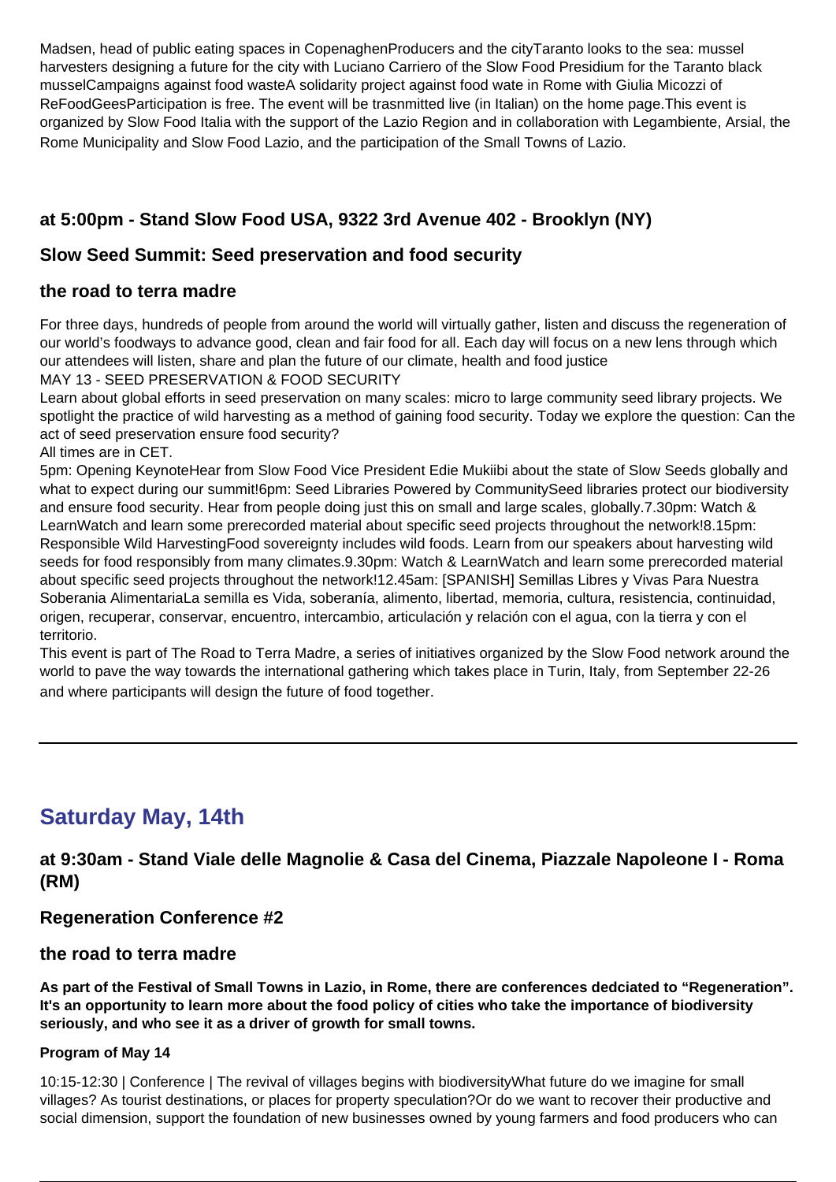Madsen, head of public eating spaces in CopenaghenProducers and the cityTaranto looks to the sea: mussel harvesters designing a future for the city with Luciano Carriero of the Slow Food Presidium for the Taranto black musselCampaigns against food wasteA solidarity project against food wate in Rome with Giulia Micozzi of ReFoodGeesParticipation is free. The event will be trasnmitted live (in Italian) on the home page.This event is organized by Slow Food Italia with the support of the Lazio Region and in collaboration with Legambiente, Arsial, the Rome Municipality and Slow Food Lazio, and the participation of the Small Towns of Lazio.

### at 5:00pm - Stand Slow Food USA, 9322 3rd Avenue 402 - Brooklyn (NY)

### Slow Seed Summit: Seed preservation and food security

### the road to terra madre

For three days, hundreds of people from around the world will virtually gather, listen and discuss the regeneration of our world's foodways to advance good, clean and fair food for all. Each day will focus on a new lens through which our attendees will listen, share and plan the future of our climate, health and food justice
MAY 13 - SEED PRESERVATION & FOOD SECURITY
Learn about global efforts in seed preservation on many scales: micro to large community seed library projects. We spotlight the practice of wild harvesting as a method of gaining food security. Today we explore the question: Can the act of seed preservation ensure food security?
All times are in CET.
5pm: Opening KeynoteHear from Slow Food Vice President Edie Mukiibi about the state of Slow Seeds globally and what to expect during our summit!6pm: Seed Libraries Powered by CommunitySeed libraries protect our biodiversity and ensure food security. Hear from people doing just this on small and large scales, globally.7.30pm: Watch & LearnWatch and learn some prerecorded material about specific seed projects throughout the network!8.15pm: Responsible Wild HarvestingFood sovereignty includes wild foods. Learn from our speakers about harvesting wild seeds for food responsibly from many climates.9.30pm: Watch & LearnWatch and learn some prerecorded material about specific seed projects throughout the network!12.45am: [SPANISH] Semillas Libres y Vivas Para Nuestra Soberania AlimentariaLa semilla es Vida, soberanía, alimento, libertad, memoria, cultura, resistencia, continuidad, origen, recuperar, conservar, encuentro, intercambio, articulación y relación con el agua, con la tierra y con el territorio.
This event is part of The Road to Terra Madre, a series of initiatives organized by the Slow Food network around the world to pave the way towards the international gathering which takes place in Turin, Italy, from September 22-26 and where participants will design the future of food together.

---

## Saturday May, 14th

### at 9:30am - Stand Viale delle Magnolie & Casa del Cinema, Piazzale Napoleone I - Roma (RM)

### Regeneration Conference #2

### the road to terra madre

**As part of the Festival of Small Towns in Lazio, in Rome, there are conferences dedciated to "Regeneration". It's an opportunity to learn more about the food policy of cities who take the importance of biodiversity seriously, and who see it as a driver of growth for small towns.**

**Program of May 14**

10:15-12:30 | Conference | The revival of villages begins with biodiversityWhat future do we imagine for small villages? As tourist destinations, or places for property speculation?Or do we want to recover their productive and social dimension, support the foundation of new businesses owned by young farmers and food producers who can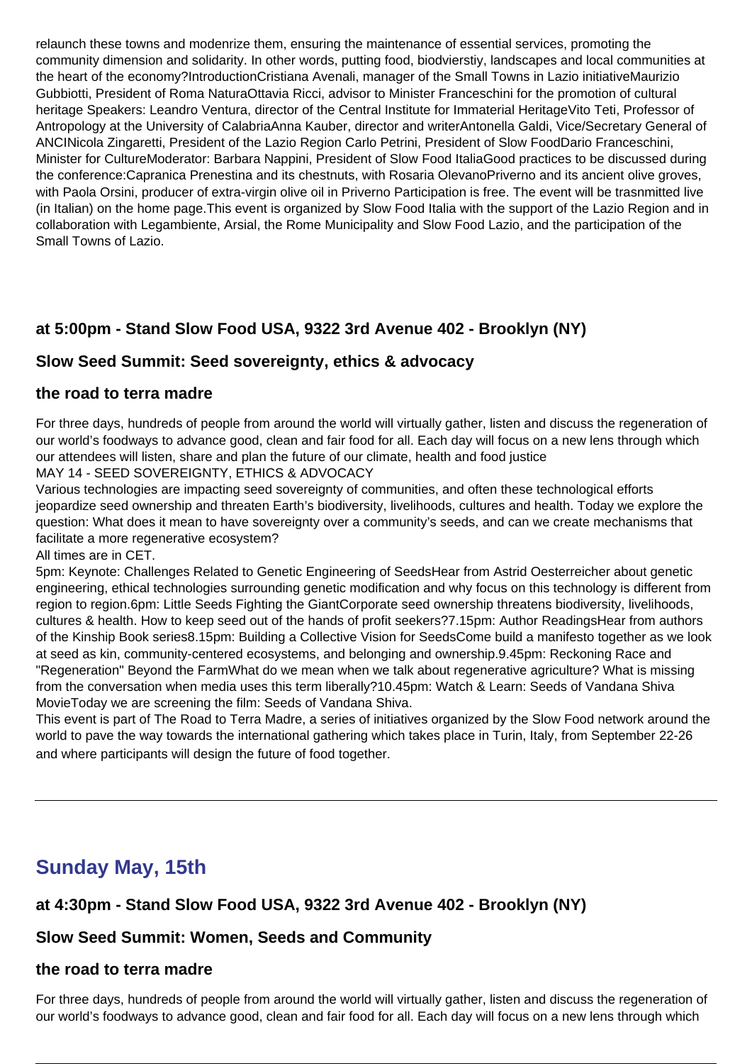relaunch these towns and modenrize them, ensuring the maintenance of essential services, promoting the community dimension and solidarity. In other words, putting food, biodvierstiy, landscapes and local communities at the heart of the economy?IntroductionCristiana Avenali, manager of the Small Towns in Lazio initiativeMaurizio Gubbiotti, President of Roma NaturaOttavia Ricci, advisor to Minister Franceschini for the promotion of cultural heritage Speakers: Leandro Ventura, director of the Central Institute for Immaterial HeritageVito Teti, Professor of Antropology at the University of CalabriaAnna Kauber, director and writerAntonella Galdi, Vice/Secretary General of ANCINicola Zingaretti, President of the Lazio Region Carlo Petrini, President of Slow FoodDario Franceschini, Minister for CultureModerator: Barbara Nappini, President of Slow Food ItaliaGood practices to be discussed during the conference:Capranica Prenestina and its chestnuts, with Rosaria OlevanoPriverno and its ancient olive groves, with Paola Orsini, producer of extra-virgin olive oil in Priverno Participation is free. The event will be trasnmitted live (in Italian) on the home page.This event is organized by Slow Food Italia with the support of the Lazio Region and in collaboration with Legambiente, Arsial, the Rome Municipality and Slow Food Lazio, and the participation of the Small Towns of Lazio.

### at 5:00pm - Stand Slow Food USA, 9322 3rd Avenue 402 - Brooklyn (NY)

### Slow Seed Summit: Seed sovereignty, ethics & advocacy

### the road to terra madre

For three days, hundreds of people from around the world will virtually gather, listen and discuss the regeneration of our world's foodways to advance good, clean and fair food for all. Each day will focus on a new lens through which our attendees will listen, share and plan the future of our climate, health and food justice
MAY 14 - SEED SOVEREIGNTY, ETHICS & ADVOCACY
Various technologies are impacting seed sovereignty of communities, and often these technological efforts jeopardize seed ownership and threaten Earth's biodiversity, livelihoods, cultures and health. Today we explore the question: What does it mean to have sovereignty over a community's seeds, and can we create mechanisms that facilitate a more regenerative ecosystem?
All times are in CET.
5pm: Keynote: Challenges Related to Genetic Engineering of SeedsHear from Astrid Oesterreicher about genetic engineering, ethical technologies surrounding genetic modification and why focus on this technology is different from region to region.6pm: Little Seeds Fighting the GiantCorporate seed ownership threatens biodiversity, livelihoods, cultures & health. How to keep seed out of the hands of profit seekers?7.15pm: Author ReadingsHear from authors of the Kinship Book series8.15pm: Building a Collective Vision for SeedsCome build a manifesto together as we look at seed as kin, community-centered ecosystems, and belonging and ownership.9.45pm: Reckoning Race and "Regeneration" Beyond the FarmWhat do we mean when we talk about regenerative agriculture? What is missing from the conversation when media uses this term liberally?10.45pm: Watch & Learn: Seeds of Vandana Shiva MovieToday we are screening the film: Seeds of Vandana Shiva.
This event is part of The Road to Terra Madre, a series of initiatives organized by the Slow Food network around the world to pave the way towards the international gathering which takes place in Turin, Italy, from September 22-26 and where participants will design the future of food together.

---

## Sunday May, 15th

### at 4:30pm - Stand Slow Food USA, 9322 3rd Avenue 402 - Brooklyn (NY)

### Slow Seed Summit: Women, Seeds and Community

### the road to terra madre

For three days, hundreds of people from around the world will virtually gather, listen and discuss the regeneration of our world's foodways to advance good, clean and fair food for all. Each day will focus on a new lens through which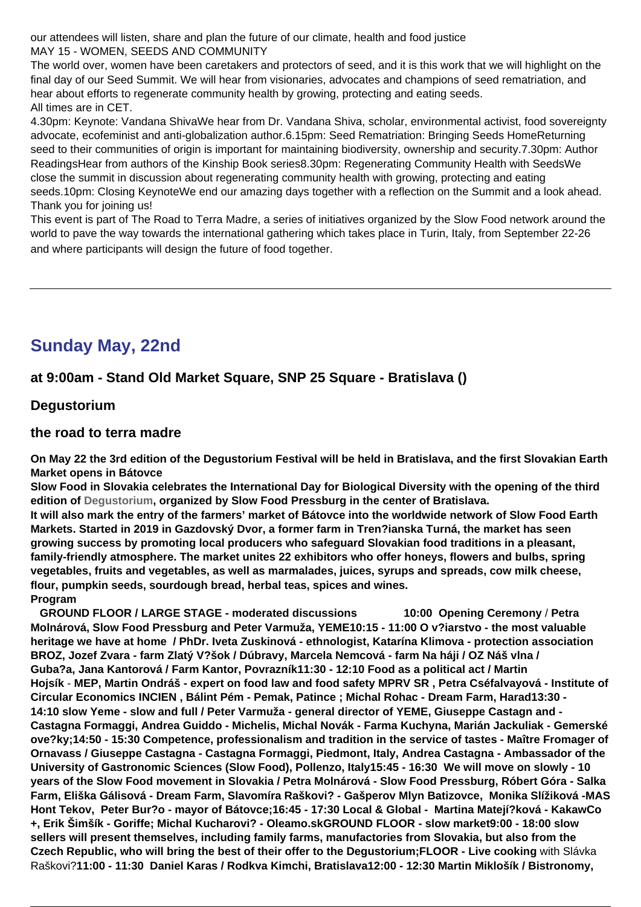our attendees will listen, share and plan the future of our climate, health and food justice
MAY 15 - WOMEN, SEEDS AND COMMUNITY
The world over, women have been caretakers and protectors of seed, and it is this work that we will highlight on the final day of our Seed Summit. We will hear from visionaries, advocates and champions of seed rematriation, and hear about efforts to regenerate community health by growing, protecting and eating seeds.
All times are in CET.
4.30pm: Keynote: Vandana ShivaWe hear from Dr. Vandana Shiva, scholar, environmental activist, food sovereignty advocate, ecofeminist and anti-globalization author.6.15pm: Seed Rematriation: Bringing Seeds HomeReturning seed to their communities of origin is important for maintaining biodiversity, ownership and security.7.30pm: Author ReadingsHear from authors of the Kinship Book series8.30pm: Regenerating Community Health with SeedsWe close the summit in discussion about regenerating community health with growing, protecting and eating seeds.10pm: Closing KeynoteWe end our amazing days together with a reflection on the Summit and a look ahead. Thank you for joining us!
This event is part of The Road to Terra Madre, a series of initiatives organized by the Slow Food network around the world to pave the way towards the international gathering which takes place in Turin, Italy, from September 22-26 and where participants will design the future of food together.

---

## Sunday May, 22nd

### at 9:00am - Stand Old Market Square, SNP 25 Square - Bratislava ()

### Degustorium

### the road to terra madre

**On May 22 the 3rd edition of the Degustorium Festival will be held in Bratislava, and the first Slovakian Earth Market opens in Bátovce**
**Slow Food in Slovakia celebrates the International Day for Biological Diversity with the opening of the third edition of Degustorium, organized by Slow Food Pressburg in the center of Bratislava.**
**It will also mark the entry of the farmers' market of Bátovce into the worldwide network of Slow Food Earth Markets. Started in 2019 in Gazdovský Dvor, a former farm in Tren?ianska Turná, the market has seen growing success by promoting local producers who safeguard Slovakian food traditions in a pleasant, family-friendly atmosphere. The market unites 22 exhibitors who offer honeys, flowers and bulbs, spring vegetables, fruits and vegetables, as well as marmalades, juices, syrups and spreads, cow milk cheese, flour, pumpkin seeds, sourdough bread, herbal teas, spices and wines.**
**Program**
**GROUND FLOOR / LARGE STAGE - moderated discussions 10:00 Opening Ceremony / Petra Molnárová, Slow Food Pressburg and Peter Varmuža, YEME10:15 - 11:00 O v?iarstvo - the most valuable heritage we have at home / PhDr. Iveta Zuskinová - ethnologist, Katarína Klimova - protection association BROZ, Jozef Zvara - farm Zlatý V?šok / Dúbravy, Marcela Nemcová - farm Na háji / OZ Náš vlna / Guba?a, Jana Kantorová / Farm Kantor, Povrazník11:30 - 12:10 Food as a political act / Martin Hojsík - MEP, Martin Ondráš - expert on food law and food safety MPRV SR , Petra Caéfalvayová - Institute of Circular Economics INCIEN , Bálint Pém - Pemak, Patince ; Michal Rohac - Dream Farm, Harad13:30 - 14:10 slow Yeme - slow and full / Peter Varmuža - general director of YEME, Giuseppe Castagn and - Castagna Formaggi, Andrea Guiddo - Michelis, Michal Novák - Farma Kuchyna, Marián Jackuliak - Gemerské ove?ky;14:50 - 15:30 Competence, professionalism and tradition in the service of tastes - Maître Fromager of Ornavass / Giuseppe Castagna - Castagna Formaggi, Piedmont, Italy, Andrea Castagna - Ambassador of the University of Gastronomic Sciences (Slow Food), Pollenzo, Italy15:45 - 16:30 We will move on slowly - 10 years of the Slow Food movement in Slovakia / Petra Molnárová - Slow Food Pressburg, Róbert Góra - Salka Farm, Eliška Gálisová - Dream Farm, Slavomíra Raškovi? - Gašperov Mlyn Batizovce, Monika Slížiková -MAS Hont Tekov, Peter Bur?o - mayor of Bátovce;16:45 - 17:30 Local & Global - Martina Mateji?ková - KakawCo +, Erik Šimšík - Goriffe; Michal Kucharovi? - Oleamo.skGROUND FLOOR - slow market9:00 - 18:00 slow sellers will present themselves, including family farms, manufactories from Slovakia, but also from the Czech Republic, who will bring the best of their offer to the Degustorium;FLOOR - Live cooking** with Slávka Raškovi?**11:00 - 11:30 Daniel Karas / Rodkva Kimchi, Bratislava12:00 - 12:30 Martin Miklošík / Bistronomy,**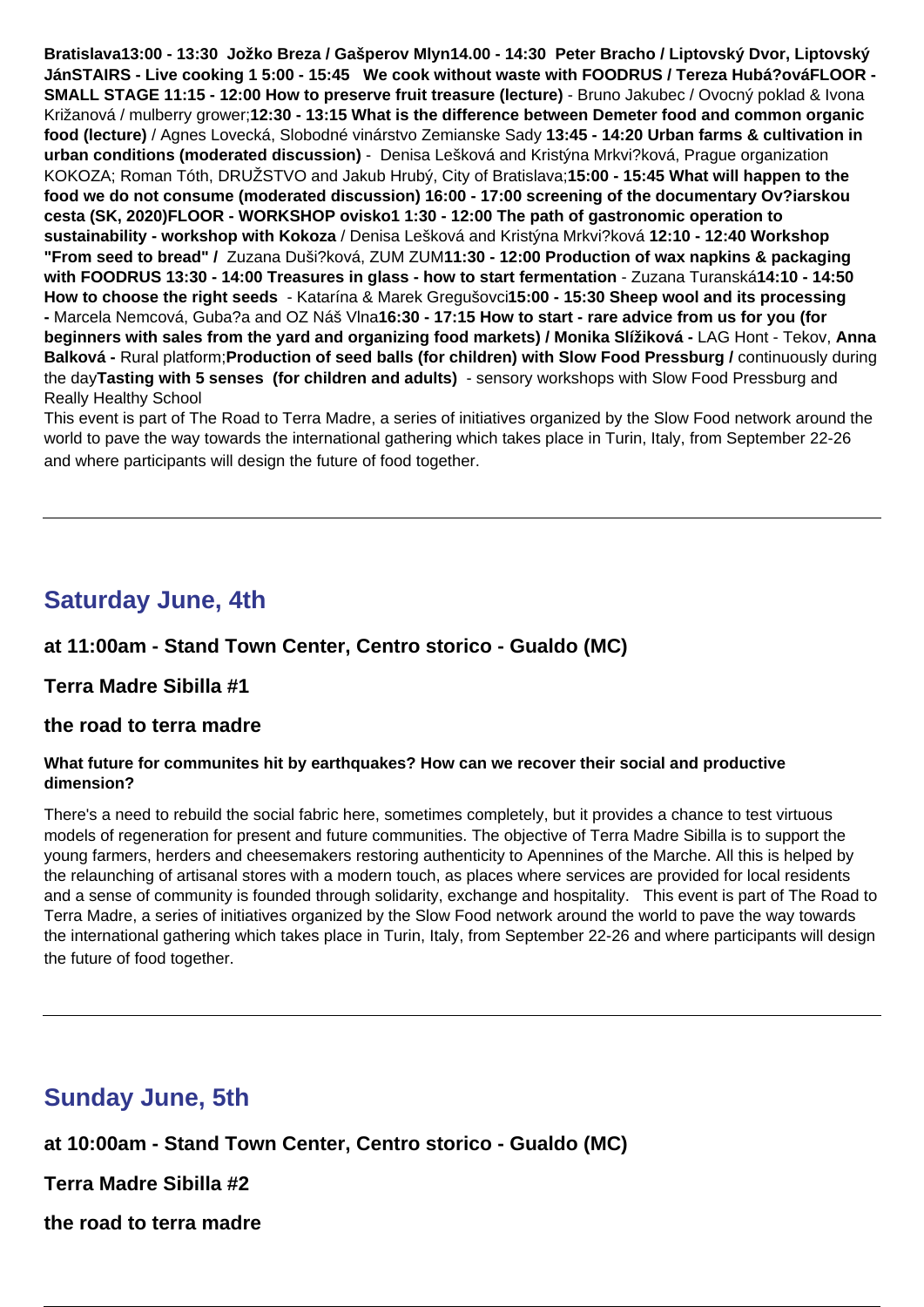**Bratislava13:00 - 13:30 Jožko Breza / Gašperov Mlyn14.00 - 14:30 Peter Bracho / Liptovský Dvor, Liptovský JánSTAIRS - Live cooking 1 5:00 - 15:45 We cook without waste with FOODRUS / Tereza Hubá?ováFLOOR - SMALL STAGE 11:15 - 12:00 How to preserve fruit treasure (lecture)** - Bruno Jakubec / Ovocný poklad & Ivona Križanová / mulberry grower;**12:30 - 13:15 What is the difference between Demeter food and common organic food (lecture)** / Agnes Lovecká, Slobodné vinárstvo Zemianske Sady **13:45 - 14:20 Urban farms & cultivation in urban conditions (moderated discussion)** - Denisa Lešková and Kristýna Mrkvi?ková, Prague organization KOKOZA; Roman Tóth, DRUŽSTVO and Jakub Hrubý, City of Bratislava;**15:00 - 15:45 What will happen to the food we do not consume (moderated discussion) 16:00 - 17:00 screening of the documentary Ov?iarskou cesta (SK, 2020)FLOOR - WORKSHOP ovisko1 1:30 - 12:00 The path of gastronomic operation to sustainability - workshop with Kokoza** / Denisa Lešková and Kristýna Mrkvi?ková **12:10 - 12:40 Workshop "From seed to bread" /** Zuzana Duši?ková, ZUM ZUM**11:30 - 12:00 Production of wax napkins & packaging with FOODRUS 13:30 - 14:00 Treasures in glass - how to start fermentation** - Zuzana Turanská**14:10 - 14:50 How to choose the right seeds** - Katarína & Marek Gregušovci**15:00 - 15:30 Sheep wool and its processing -** Marcela Nemcová, Guba?a and OZ Náš Vlna**16:30 - 17:15 How to start - rare advice from us for you (for beginners with sales from the yard and organizing food markets) / Monika Slížiková -** LAG Hont - Tekov, **Anna Balková -** Rural platform;**Production of seed balls (for children) with Slow Food Pressburg /** continuously during the day**Tasting with 5 senses (for children and adults)** - sensory workshops with Slow Food Pressburg and Really Healthy School

This event is part of The Road to Terra Madre, a series of initiatives organized by the Slow Food network around the world to pave the way towards the international gathering which takes place in Turin, Italy, from September 22-26 and where participants will design the future of food together.

---

## Saturday June, 4th

**at 11:00am - Stand Town Center, Centro storico - Gualdo (MC)**

**Terra Madre Sibilla #1**

**the road to terra madre**

#### What future for communites hit by earthquakes? How can we recover their social and productive dimension?

There's a need to rebuild the social fabric here, sometimes completely, but it provides a chance to test virtuous models of regeneration for present and future communities. The objective of Terra Madre Sibilla is to support the young farmers, herders and cheesemakers restoring authenticity to Apennines of the Marche. All this is helped by the relaunching of artisanal stores with a modern touch, as places where services are provided for local residents and a sense of community is founded through solidarity, exchange and hospitality. This event is part of The Road to Terra Madre, a series of initiatives organized by the Slow Food network around the world to pave the way towards the international gathering which takes place in Turin, Italy, from September 22-26 and where participants will design the future of food together.

---

## Sunday June, 5th

**at 10:00am - Stand Town Center, Centro storico - Gualdo (MC)**

**Terra Madre Sibilla #2**

**the road to terra madre**

---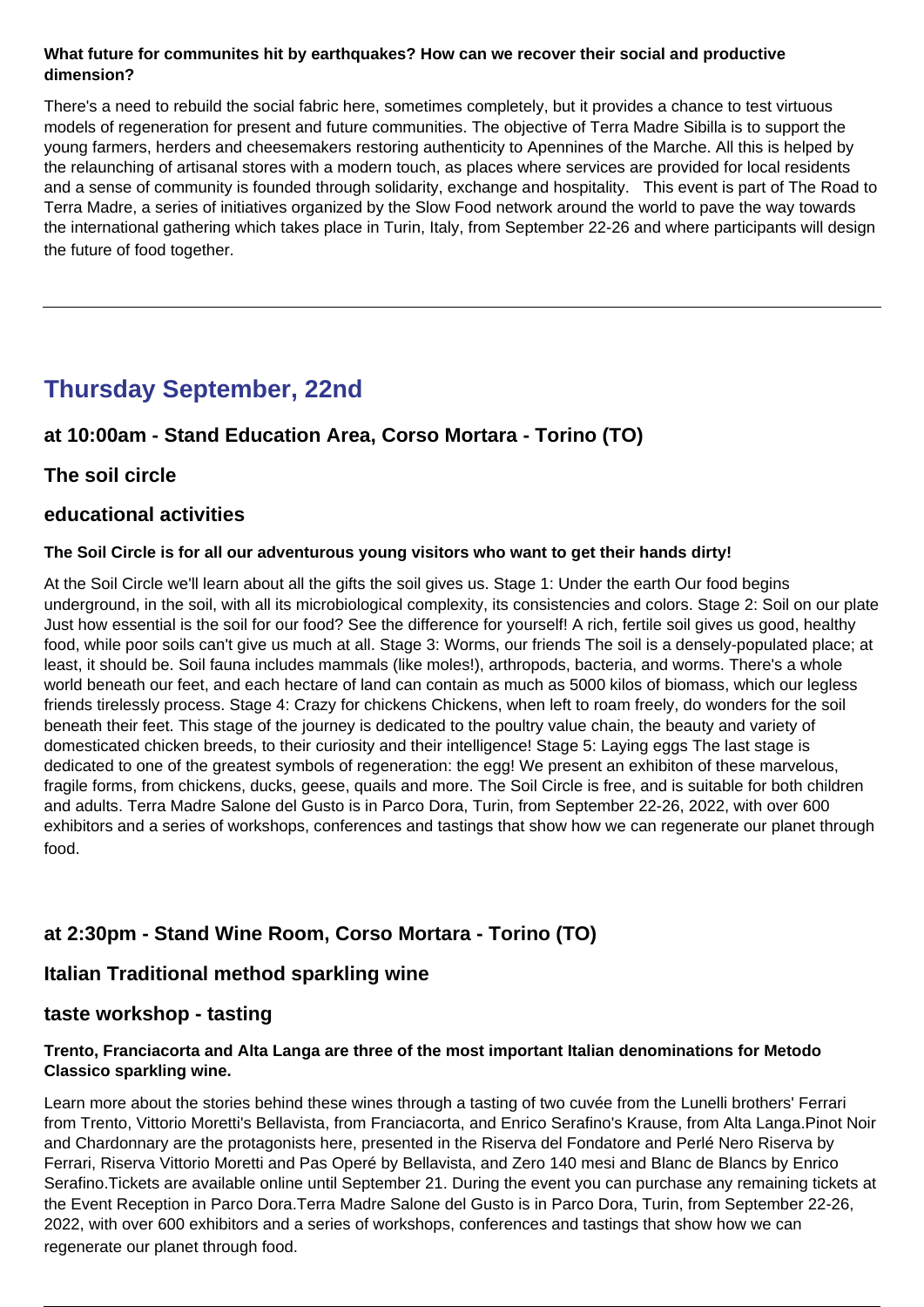**What future for communites hit by earthquakes? How can we recover their social and productive dimension?**

There's a need to rebuild the social fabric here, sometimes completely, but it provides a chance to test virtuous models of regeneration for present and future communities. The objective of Terra Madre Sibilla is to support the young farmers, herders and cheesemakers restoring authenticity to Apennines of the Marche. All this is helped by the relaunching of artisanal stores with a modern touch, as places where services are provided for local residents and a sense of community is founded through solidarity, exchange and hospitality. This event is part of The Road to Terra Madre, a series of initiatives organized by the Slow Food network around the world to pave the way towards the international gathering which takes place in Turin, Italy, from September 22-26 and where participants will design the future of food together.

---

## Thursday September, 22nd

### at 10:00am - Stand Education Area, Corso Mortara - Torino (TO)

### The soil circle

### educational activities

**The Soil Circle is for all our adventurous young visitors who want to get their hands dirty!**

At the Soil Circle we'll learn about all the gifts the soil gives us. Stage 1: Under the earth Our food begins underground, in the soil, with all its microbiological complexity, its consistencies and colors. Stage 2: Soil on our plate Just how essential is the soil for our food? See the difference for yourself! A rich, fertile soil gives us good, healthy food, while poor soils can't give us much at all. Stage 3: Worms, our friends The soil is a densely-populated place; at least, it should be. Soil fauna includes mammals (like moles!), arthropods, bacteria, and worms. There's a whole world beneath our feet, and each hectare of land can contain as much as 5000 kilos of biomass, which our legless friends tirelessly process. Stage 4: Crazy for chickens Chickens, when left to roam freely, do wonders for the soil beneath their feet. This stage of the journey is dedicated to the poultry value chain, the beauty and variety of domesticated chicken breeds, to their curiosity and their intelligence! Stage 5: Laying eggs The last stage is dedicated to one of the greatest symbols of regeneration: the egg! We present an exhibiton of these marvelous, fragile forms, from chickens, ducks, geese, quails and more. The Soil Circle is free, and is suitable for both children and adults. Terra Madre Salone del Gusto is in Parco Dora, Turin, from September 22-26, 2022, with over 600 exhibitors and a series of workshops, conferences and tastings that show how we can regenerate our planet through food.

### at 2:30pm - Stand Wine Room, Corso Mortara - Torino (TO)

### Italian Traditional method sparkling wine

### taste workshop - tasting

**Trento, Franciacorta and Alta Langa are three of the most important Italian denominations for Metodo Classico sparkling wine.**

Learn more about the stories behind these wines through a tasting of two cuvée from the Lunelli brothers' Ferrari from Trento, Vittorio Moretti's Bellavista, from Franciacorta, and Enrico Serafino's Krause, from Alta Langa.Pinot Noir and Chardonnary are the protagonists here, presented in the Riserva del Fondatore and Perlé Nero Riserva by Ferrari, Riserva Vittorio Moretti and Pas Operé by Bellavista, and Zero 140 mesi and Blanc de Blancs by Enrico Serafino.Tickets are available online until September 21. During the event you can purchase any remaining tickets at the Event Reception in Parco Dora.Terra Madre Salone del Gusto is in Parco Dora, Turin, from September 22-26, 2022, with over 600 exhibitors and a series of workshops, conferences and tastings that show how we can regenerate our planet through food.

---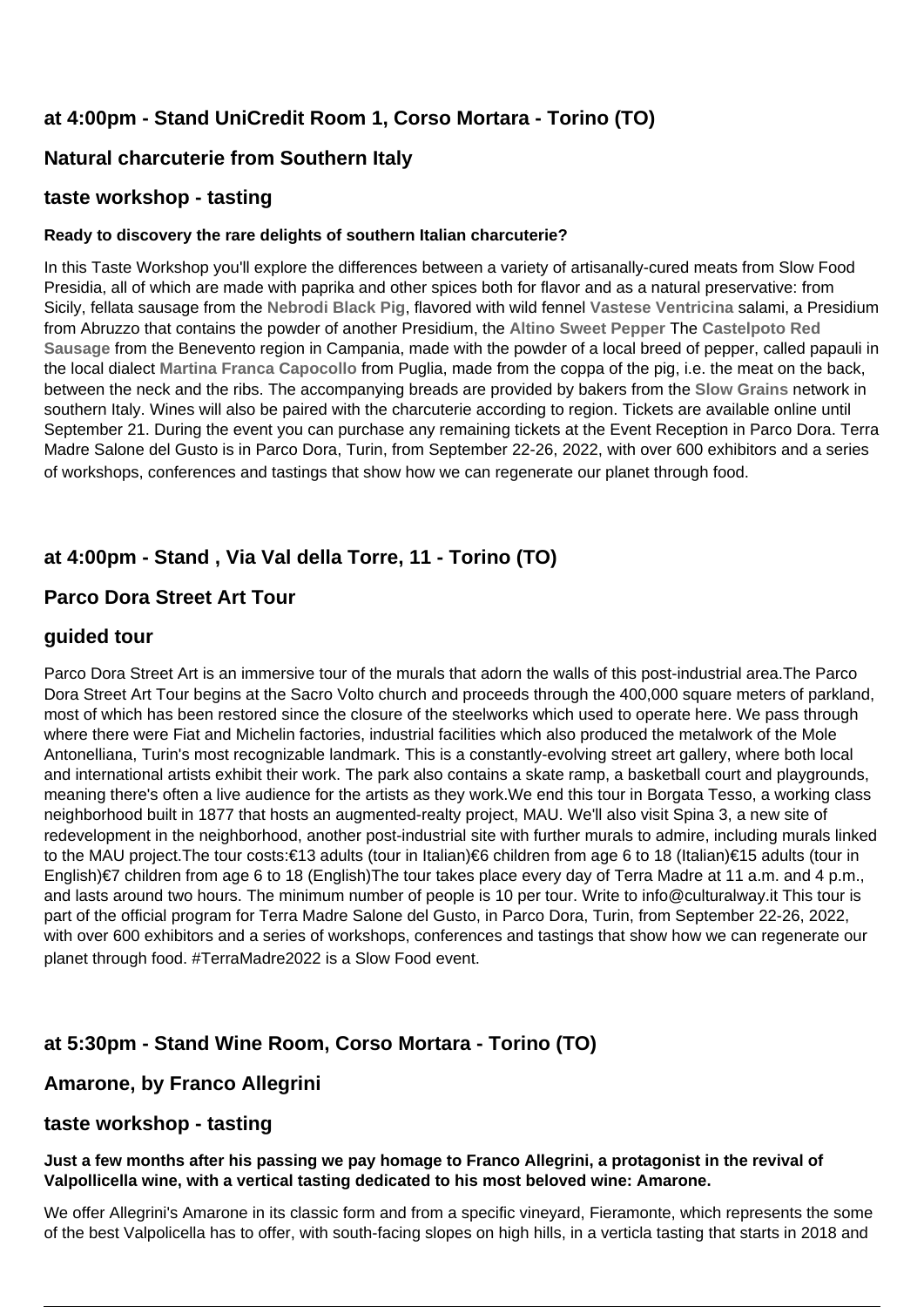### at 4:00pm - Stand UniCredit Room 1, Corso Mortara - Torino (TO)

### Natural charcuterie from Southern Italy

### taste workshop - tasting

**Ready to discovery the rare delights of southern Italian charcuterie?**

In this Taste Workshop you'll explore the differences between a variety of artisanally-cured meats from Slow Food Presidia, all of which are made with paprika and other spices both for flavor and as a natural preservative: from Sicily, fellata sausage from the **Nebrodi Black Pig**, flavored with wild fennel **Vastese Ventricina** salami, a Presidium from Abruzzo that contains the powder of another Presidium, the **Altino Sweet Pepper** The **Castelpoto Red Sausage** from the Benevento region in Campania, made with the powder of a local breed of pepper, called papauli in the local dialect **Martina Franca Capocollo** from Puglia, made from the coppa of the pig, i.e. the meat on the back, between the neck and the ribs. The accompanying breads are provided by bakers from the **Slow Grains** network in southern Italy. Wines will also be paired with the charcuterie according to region. Tickets are available online until September 21. During the event you can purchase any remaining tickets at the Event Reception in Parco Dora. Terra Madre Salone del Gusto is in Parco Dora, Turin, from September 22-26, 2022, with over 600 exhibitors and a series of workshops, conferences and tastings that show how we can regenerate our planet through food.

### at 4:00pm - Stand , Via Val della Torre, 11 - Torino (TO)

### Parco Dora Street Art Tour

### guided tour

Parco Dora Street Art is an immersive tour of the murals that adorn the walls of this post-industrial area.The Parco Dora Street Art Tour begins at the Sacro Volto church and proceeds through the 400,000 square meters of parkland, most of which has been restored since the closure of the steelworks which used to operate here. We pass through where there were Fiat and Michelin factories, industrial facilities which also produced the metalwork of the Mole Antonelliana, Turin's most recognizable landmark. This is a constantly-evolving street art gallery, where both local and international artists exhibit their work. The park also contains a skate ramp, a basketball court and playgrounds, meaning there's often a live audience for the artists as they work.We end this tour in Borgata Tesso, a working class neighborhood built in 1877 that hosts an augmented-realty project, MAU. We'll also visit Spina 3, a new site of redevelopment in the neighborhood, another post-industrial site with further murals to admire, including murals linked to the MAU project.The tour costs:€13 adults (tour in Italian)€6 children from age 6 to 18 (Italian)€15 adults (tour in English)€7 children from age 6 to 18 (English)The tour takes place every day of Terra Madre at 11 a.m. and 4 p.m., and lasts around two hours. The minimum number of people is 10 per tour. Write to info@culturalway.it This tour is part of the official program for Terra Madre Salone del Gusto, in Parco Dora, Turin, from September 22-26, 2022, with over 600 exhibitors and a series of workshops, conferences and tastings that show how we can regenerate our planet through food. #TerraMadre2022 is a Slow Food event.

### at 5:30pm - Stand Wine Room, Corso Mortara - Torino (TO)

### Amarone, by Franco Allegrini

### taste workshop - tasting

**Just a few months after his passing we pay homage to Franco Allegrini, a protagonist in the revival of Valpollicella wine, with a vertical tasting dedicated to his most beloved wine: Amarone.**

We offer Allegrini's Amarone in its classic form and from a specific vineyard, Fieramonte, which represents the some of the best Valpolicella has to offer, with south-facing slopes on high hills, in a verticla tasting that starts in 2018 and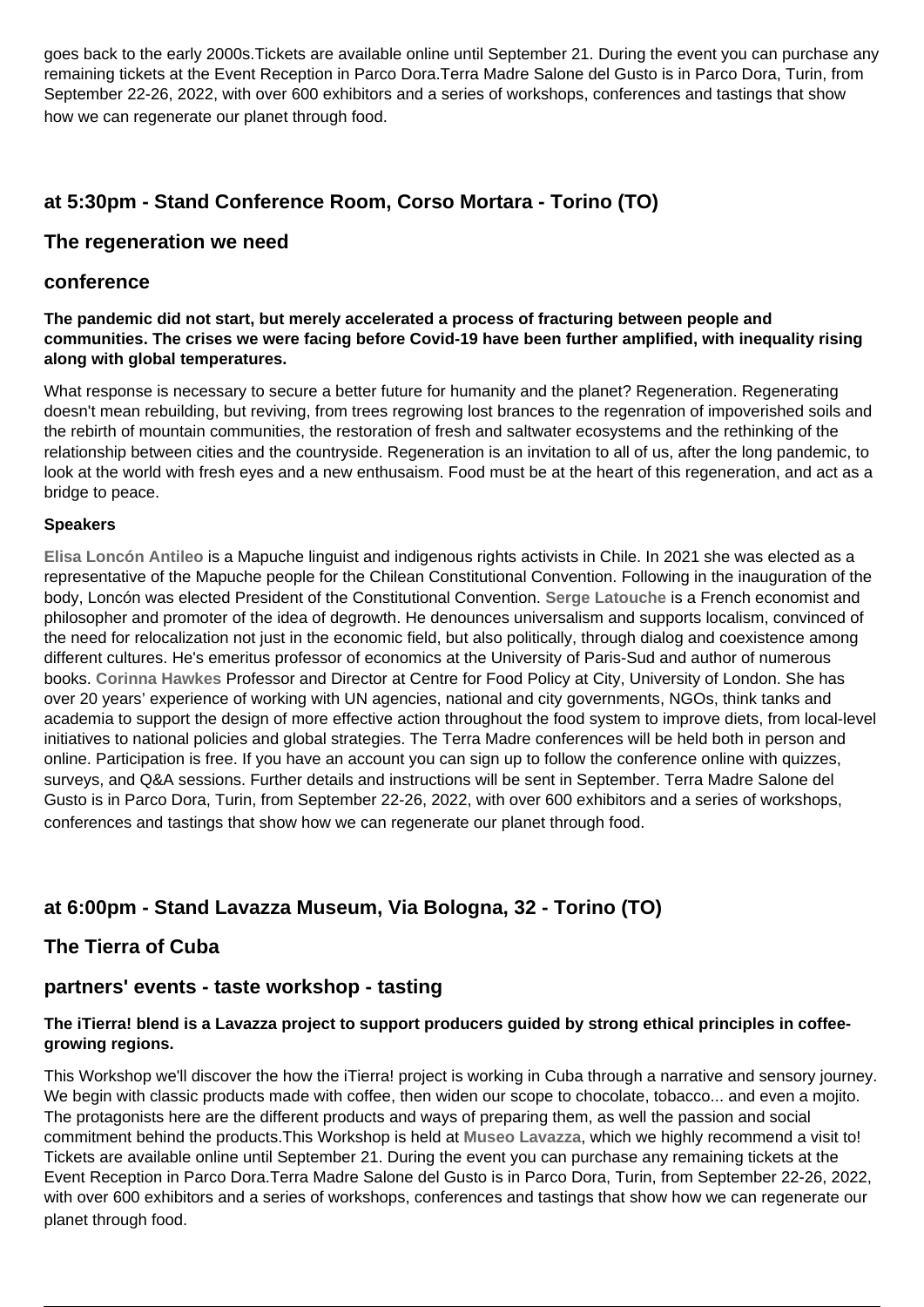goes back to the early 2000s.Tickets are available online until September 21. During the event you can purchase any remaining tickets at the Event Reception in Parco Dora.Terra Madre Salone del Gusto is in Parco Dora, Turin, from September 22-26, 2022, with over 600 exhibitors and a series of workshops, conferences and tastings that show how we can regenerate our planet through food.

### at 5:30pm - Stand Conference Room, Corso Mortara - Torino (TO)

### The regeneration we need

### conference

**The pandemic did not start, but merely accelerated a process of fracturing between people and communities. The crises we were facing before Covid-19 have been further amplified, with inequality rising along with global temperatures.**

What response is necessary to secure a better future for humanity and the planet? Regeneration. Regenerating doesn't mean rebuilding, but reviving, from trees regrowing lost brances to the regenration of impoverished soils and the rebirth of mountain communities, the restoration of fresh and saltwater ecosystems and the rethinking of the relationship between cities and the countryside. Regeneration is an invitation to all of us, after the long pandemic, to look at the world with fresh eyes and a new enthusaism. Food must be at the heart of this regeneration, and act as a bridge to peace.

**Speakers**

**Elisa Loncón Antileo** is a Mapuche linguist and indigenous rights activists in Chile. In 2021 she was elected as a representative of the Mapuche people for the Chilean Constitutional Convention. Following in the inauguration of the body, Loncón was elected President of the Constitutional Convention. **Serge Latouche** is a French economist and philosopher and promoter of the idea of degrowth. He denounces universalism and supports localism, convinced of the need for relocalization not just in the economic field, but also politically, through dialog and coexistence among different cultures. He's emeritus professor of economics at the University of Paris-Sud and author of numerous books. **Corinna Hawkes** Professor and Director at Centre for Food Policy at City, University of London. She has over 20 years' experience of working with UN agencies, national and city governments, NGOs, think tanks and academia to support the design of more effective action throughout the food system to improve diets, from local-level initiatives to national policies and global strategies. The Terra Madre conferences will be held both in person and online. Participation is free. If you have an account you can sign up to follow the conference online with quizzes, surveys, and Q&A sessions. Further details and instructions will be sent in September. Terra Madre Salone del Gusto is in Parco Dora, Turin, from September 22-26, 2022, with over 600 exhibitors and a series of workshops, conferences and tastings that show how we can regenerate our planet through food.

### at 6:00pm - Stand Lavazza Museum, Via Bologna, 32 - Torino (TO)

### The Tierra of Cuba

### partners' events - taste workshop - tasting

**The iTierra! blend is a Lavazza project to support producers guided by strong ethical principles in coffee-growing regions.**

This Workshop we'll discover the how the iTierra! project is working in Cuba through a narrative and sensory journey. We begin with classic products made with coffee, then widen our scope to chocolate, tobacco... and even a mojito. The protagonists here are the different products and ways of preparing them, as well the passion and social commitment behind the products.This Workshop is held at **Museo Lavazza**, which we highly recommend a visit to! Tickets are available online until September 21. During the event you can purchase any remaining tickets at the Event Reception in Parco Dora.Terra Madre Salone del Gusto is in Parco Dora, Turin, from September 22-26, 2022, with over 600 exhibitors and a series of workshops, conferences and tastings that show how we can regenerate our planet through food.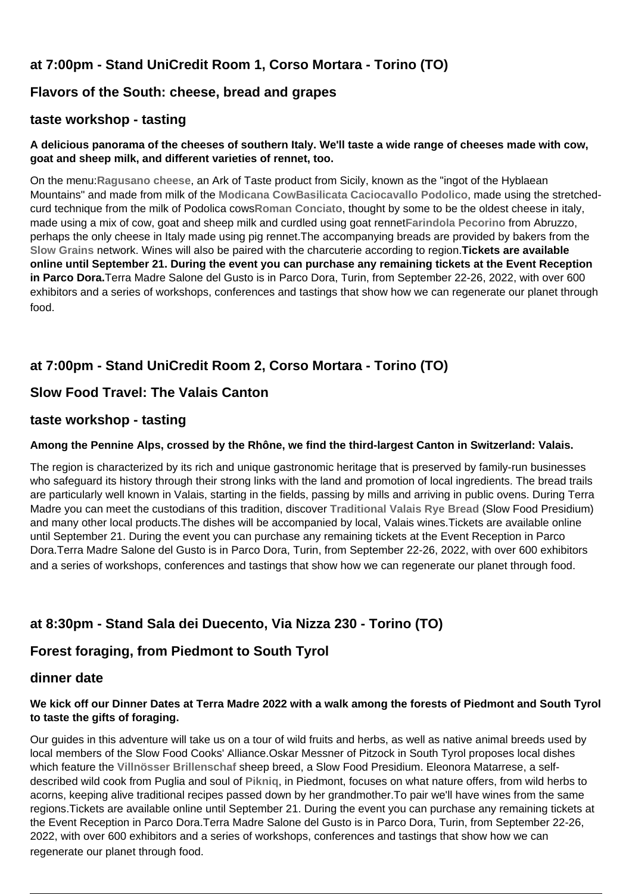### at 7:00pm - Stand UniCredit Room 1, Corso Mortara - Torino (TO)

### Flavors of the South: cheese, bread and grapes

### taste workshop - tasting

**A delicious panorama of the cheeses of southern Italy. We'll taste a wide range of cheeses made with cow, goat and sheep milk, and different varieties of rennet, too.**

On the menu:**Ragusano cheese**, an Ark of Taste product from Sicily, known as the "ingot of the Hyblaean Mountains" and made from milk of the **Modicana CowBasilicata Caciocavallo Podolico**, made using the stretched-curd technique from the milk of Podolica cows**Roman Conciato**, thought by some to be the oldest cheese in italy, made using a mix of cow, goat and sheep milk and curdled using goat rennet**Farindola Pecorino** from Abruzzo, perhaps the only cheese in Italy made using pig rennet.The accompanying breads are provided by bakers from the **Slow Grains** network. Wines will also be paired with the charcuterie according to region.**Tickets are available online until September 21. During the event you can purchase any remaining tickets at the Event Reception in Parco Dora.**Terra Madre Salone del Gusto is in Parco Dora, Turin, from September 22-26, 2022, with over 600 exhibitors and a series of workshops, conferences and tastings that show how we can regenerate our planet through food.

### at 7:00pm - Stand UniCredit Room 2, Corso Mortara - Torino (TO)

### Slow Food Travel: The Valais Canton

### taste workshop - tasting

**Among the Pennine Alps, crossed by the Rhône, we find the third-largest Canton in Switzerland: Valais.**

The region is characterized by its rich and unique gastronomic heritage that is preserved by family-run businesses who safeguard its history through their strong links with the land and promotion of local ingredients. The bread trails are particularly well known in Valais, starting in the fields, passing by mills and arriving in public ovens. During Terra Madre you can meet the custodians of this tradition, discover **Traditional Valais Rye Bread** (Slow Food Presidium) and many other local products.The dishes will be accompanied by local, Valais wines.Tickets are available online until September 21. During the event you can purchase any remaining tickets at the Event Reception in Parco Dora.Terra Madre Salone del Gusto is in Parco Dora, Turin, from September 22-26, 2022, with over 600 exhibitors and a series of workshops, conferences and tastings that show how we can regenerate our planet through food.

### at 8:30pm - Stand Sala dei Duecento, Via Nizza 230 - Torino (TO)

### Forest foraging, from Piedmont to South Tyrol

### dinner date

**We kick off our Dinner Dates at Terra Madre 2022 with a walk among the forests of Piedmont and South Tyrol to taste the gifts of foraging.**

Our guides in this adventure will take us on a tour of wild fruits and herbs, as well as native animal breeds used by local members of the Slow Food Cooks' Alliance.Oskar Messner of Pitzock in South Tyrol proposes local dishes which feature the **Villnösser Brillenschaf** sheep breed, a Slow Food Presidium. Eleonora Matarrese, a self-described wild cook from Puglia and soul of **Pikniq**, in Piedmont, focuses on what nature offers, from wild herbs to acorns, keeping alive traditional recipes passed down by her grandmother.To pair we'll have wines from the same regions.Tickets are available online until September 21. During the event you can purchase any remaining tickets at the Event Reception in Parco Dora.Terra Madre Salone del Gusto is in Parco Dora, Turin, from September 22-26, 2022, with over 600 exhibitors and a series of workshops, conferences and tastings that show how we can regenerate our planet through food.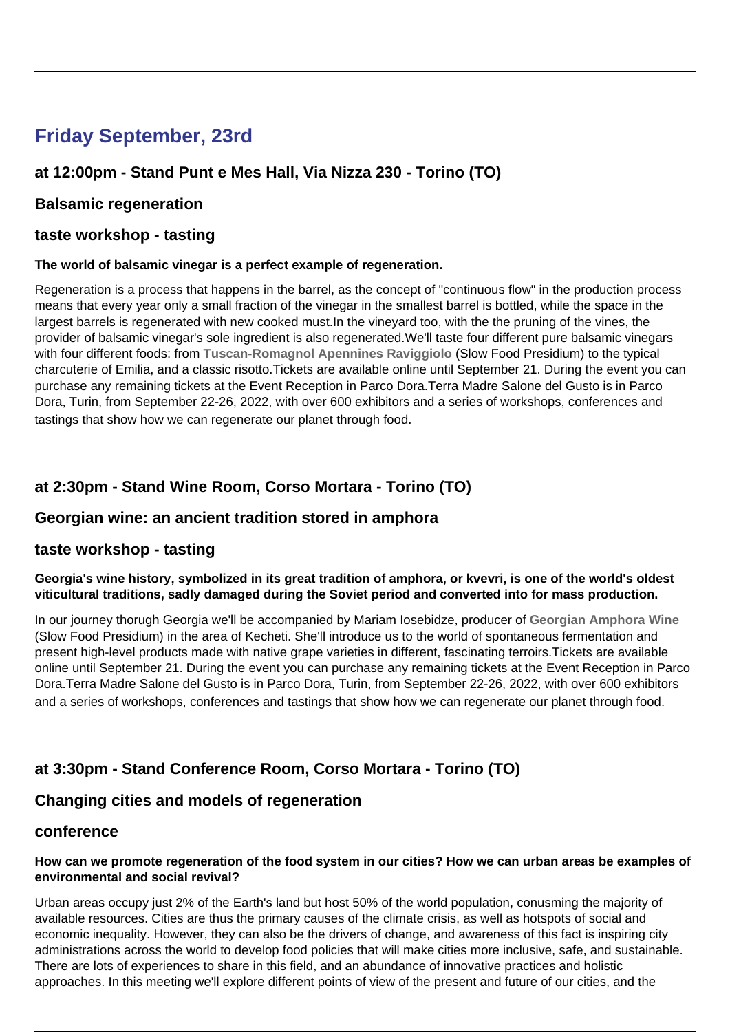## Friday September, 23rd

### at 12:00pm - Stand Punt e Mes Hall, Via Nizza 230 - Torino (TO)

### Balsamic regeneration

### taste workshop - tasting

**The world of balsamic vinegar is a perfect example of regeneration.**

Regeneration is a process that happens in the barrel, as the concept of "continuous flow" in the production process means that every year only a small fraction of the vinegar in the smallest barrel is bottled, while the space in the largest barrels is regenerated with new cooked must.In the vineyard too, with the the pruning of the vines, the provider of balsamic vinegar's sole ingredient is also regenerated.We'll taste four different pure balsamic vinegars with four different foods: from **Tuscan-Romagnol Apennines Raviggiolo** (Slow Food Presidium) to the typical charcuterie of Emilia, and a classic risotto.Tickets are available online until September 21. During the event you can purchase any remaining tickets at the Event Reception in Parco Dora.Terra Madre Salone del Gusto is in Parco Dora, Turin, from September 22-26, 2022, with over 600 exhibitors and a series of workshops, conferences and tastings that show how we can regenerate our planet through food.

### at 2:30pm - Stand Wine Room, Corso Mortara - Torino (TO)

### Georgian wine: an ancient tradition stored in amphora

### taste workshop - tasting

**Georgia's wine history, symbolized in its great tradition of amphora, or kvevri, is one of the world's oldest viticultural traditions, sadly damaged during the Soviet period and converted into for mass production.**

In our journey thorugh Georgia we'll be accompanied by Mariam Iosebidze, producer of **Georgian Amphora Wine** (Slow Food Presidium) in the area of Kecheti. She'll introduce us to the world of spontaneous fermentation and present high-level products made with native grape varieties in different, fascinating terroirs.Tickets are available online until September 21. During the event you can purchase any remaining tickets at the Event Reception in Parco Dora.Terra Madre Salone del Gusto is in Parco Dora, Turin, from September 22-26, 2022, with over 600 exhibitors and a series of workshops, conferences and tastings that show how we can regenerate our planet through food.

### at 3:30pm - Stand Conference Room, Corso Mortara - Torino (TO)

### Changing cities and models of regeneration

### conference

**How can we promote regeneration of the food system in our cities? How we can urban areas be examples of environmental and social revival?**

Urban areas occupy just 2% of the Earth's land but host 50% of the world population, conusming the majority of available resources. Cities are thus the primary causes of the climate crisis, as well as hotspots of social and economic inequality. However, they can also be the drivers of change, and awareness of this fact is inspiring city administrations across the world to develop food policies that will make cities more inclusive, safe, and sustainable. There are lots of experiences to share in this field, and an abundance of innovative practices and holistic approaches. In this meeting we'll explore different points of view of the present and future of our cities, and the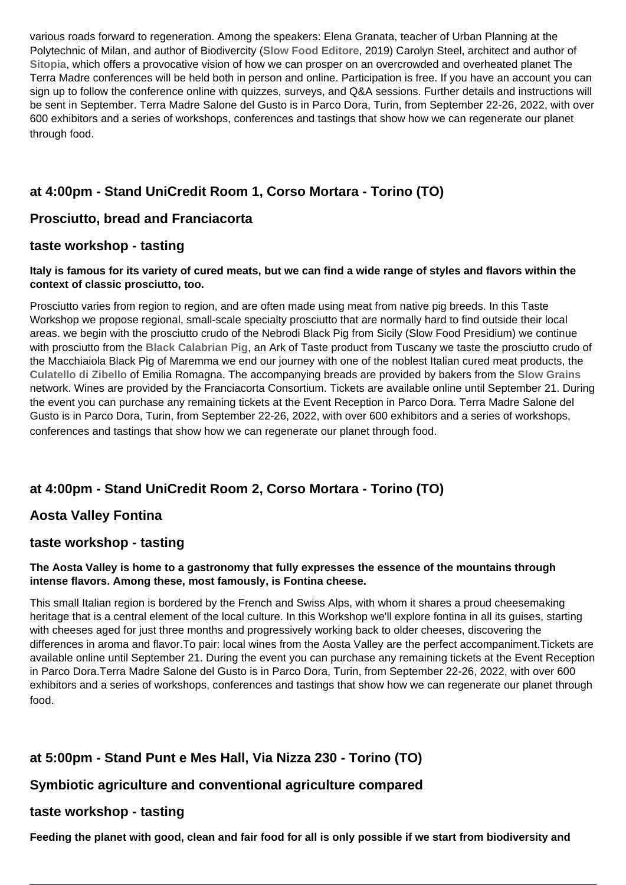various roads forward to regeneration. Among the speakers: Elena Granata, teacher of Urban Planning at the Polytechnic of Milan, and author of Biodivercity (**Slow Food Editore**, 2019) Carolyn Steel, architect and author of **Sitopia**, which offers a provocative vision of how we can prosper on an overcrowded and overheated planet The Terra Madre conferences will be held both in person and online. Participation is free. If you have an account you can sign up to follow the conference online with quizzes, surveys, and Q&A sessions. Further details and instructions will be sent in September. Terra Madre Salone del Gusto is in Parco Dora, Turin, from September 22-26, 2022, with over 600 exhibitors and a series of workshops, conferences and tastings that show how we can regenerate our planet through food.

### at 4:00pm - Stand UniCredit Room 1, Corso Mortara - Torino (TO)

### Prosciutto, bread and Franciacorta

### taste workshop - tasting

**Italy is famous for its variety of cured meats, but we can find a wide range of styles and flavors within the context of classic prosciutto, too.**

Prosciutto varies from region to region, and are often made using meat from native pig breeds. In this Taste Workshop we propose regional, small-scale specialty prosciutto that are normally hard to find outside their local areas. we begin with the prosciutto crudo of the Nebrodi Black Pig from Sicily (Slow Food Presidium) we continue with prosciutto from the **Black Calabrian Pig**, an Ark of Taste product from Tuscany we taste the prosciutto crudo of the Macchiaiola Black Pig of Maremma we end our journey with one of the noblest Italian cured meat products, the **Culatello di Zibello** of Emilia Romagna. The accompanying breads are provided by bakers from the **Slow Grains** network. Wines are provided by the Franciacorta Consortium. Tickets are available online until September 21. During the event you can purchase any remaining tickets at the Event Reception in Parco Dora. Terra Madre Salone del Gusto is in Parco Dora, Turin, from September 22-26, 2022, with over 600 exhibitors and a series of workshops, conferences and tastings that show how we can regenerate our planet through food.

### at 4:00pm - Stand UniCredit Room 2, Corso Mortara - Torino (TO)

### Aosta Valley Fontina

### taste workshop - tasting

**The Aosta Valley is home to a gastronomy that fully expresses the essence of the mountains through intense flavors. Among these, most famously, is Fontina cheese.**

This small Italian region is bordered by the French and Swiss Alps, with whom it shares a proud cheesemaking heritage that is a central element of the local culture. In this Workshop we'll explore fontina in all its guises, starting with cheeses aged for just three months and progressively working back to older cheeses, discovering the differences in aroma and flavor.To pair: local wines from the Aosta Valley are the perfect accompaniment.Tickets are available online until September 21. During the event you can purchase any remaining tickets at the Event Reception in Parco Dora.Terra Madre Salone del Gusto is in Parco Dora, Turin, from September 22-26, 2022, with over 600 exhibitors and a series of workshops, conferences and tastings that show how we can regenerate our planet through food.

### at 5:00pm - Stand Punt e Mes Hall, Via Nizza 230 - Torino (TO)

### Symbiotic agriculture and conventional agriculture compared

### taste workshop - tasting

**Feeding the planet with good, clean and fair food for all is only possible if we start from biodiversity and**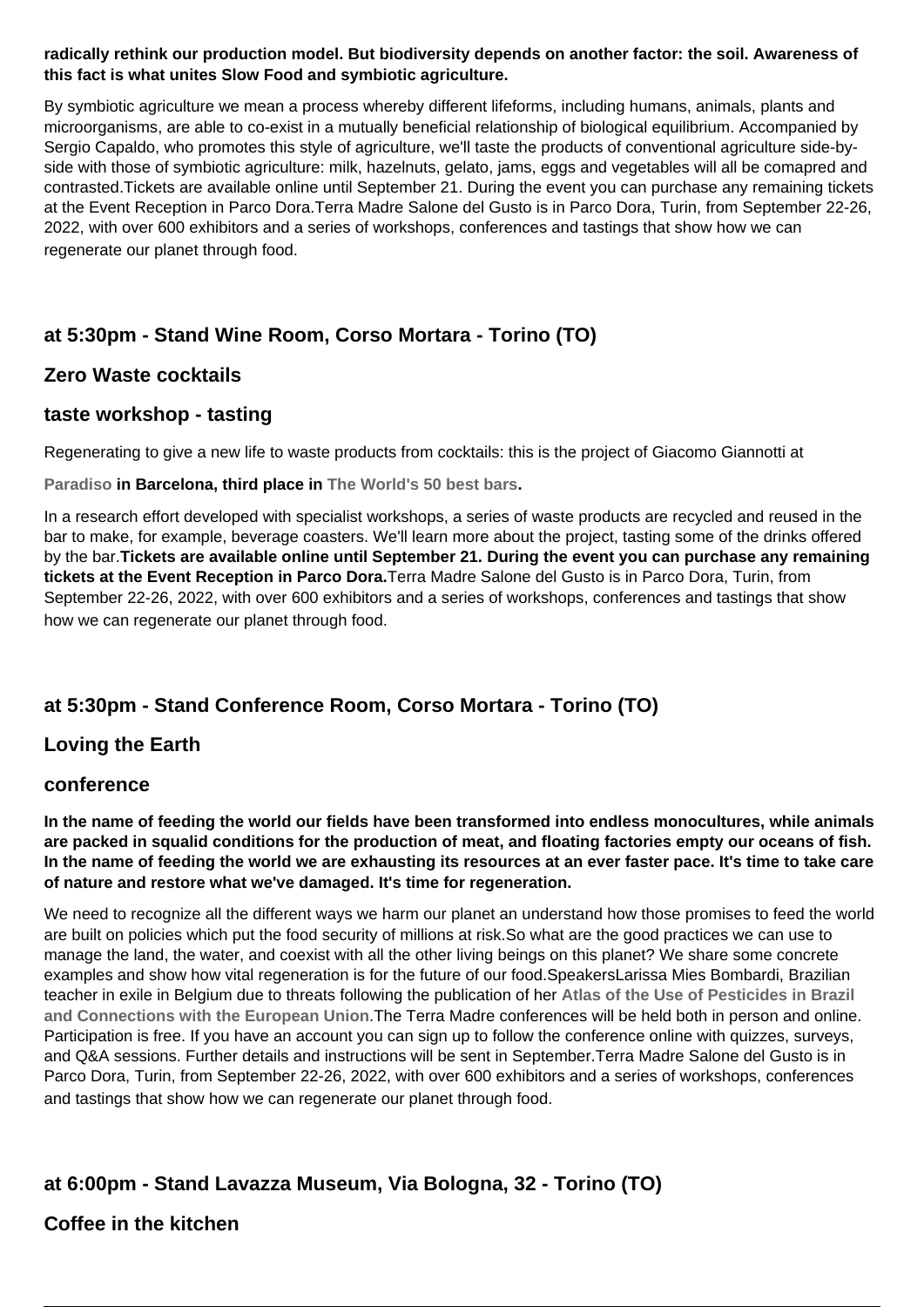**radically rethink our production model. But biodiversity depends on another factor: the soil. Awareness of this fact is what unites Slow Food and symbiotic agriculture.**

By symbiotic agriculture we mean a process whereby different lifeforms, including humans, animals, plants and microorganisms, are able to co-exist in a mutually beneficial relationship of biological equilibrium. Accompanied by Sergio Capaldo, who promotes this style of agriculture, we'll taste the products of conventional agriculture side-by-side with those of symbiotic agriculture: milk, hazelnuts, gelato, jams, eggs and vegetables will all be comapred and contrasted.Tickets are available online until September 21. During the event you can purchase any remaining tickets at the Event Reception in Parco Dora.Terra Madre Salone del Gusto is in Parco Dora, Turin, from September 22-26, 2022, with over 600 exhibitors and a series of workshops, conferences and tastings that show how we can regenerate our planet through food.

### at 5:30pm - Stand Wine Room, Corso Mortara - Torino (TO)

### Zero Waste cocktails

### taste workshop - tasting

Regenerating to give a new life to waste products from cocktails: this is the project of Giacomo Giannotti at

**Paradiso in Barcelona, third place in The World's 50 best bars.**

In a research effort developed with specialist workshops, a series of waste products are recycled and reused in the bar to make, for example, beverage coasters. We'll learn more about the project, tasting some of the drinks offered by the bar.**Tickets are available online until September 21. During the event you can purchase any remaining tickets at the Event Reception in Parco Dora.**Terra Madre Salone del Gusto is in Parco Dora, Turin, from September 22-26, 2022, with over 600 exhibitors and a series of workshops, conferences and tastings that show how we can regenerate our planet through food.

### at 5:30pm - Stand Conference Room, Corso Mortara - Torino (TO)

### Loving the Earth

### conference

**In the name of feeding the world our fields have been transformed into endless monocultures, while animals are packed in squalid conditions for the production of meat, and floating factories empty our oceans of fish. In the name of feeding the world we are exhausting its resources at an ever faster pace. It's time to take care of nature and restore what we've damaged. It's time for regeneration.**

We need to recognize all the different ways we harm our planet an understand how those promises to feed the world are built on policies which put the food security of millions at risk.So what are the good practices we can use to manage the land, the water, and coexist with all the other living beings on this planet? We share some concrete examples and show how vital regeneration is for the future of our food.SpeakersLarissa Mies Bombardi, Brazilian teacher in exile in Belgium due to threats following the publication of her **Atlas of the Use of Pesticides in Brazil and Connections with the European Union**.The Terra Madre conferences will be held both in person and online. Participation is free. If you have an account you can sign up to follow the conference online with quizzes, surveys, and Q&A sessions. Further details and instructions will be sent in September.Terra Madre Salone del Gusto is in Parco Dora, Turin, from September 22-26, 2022, with over 600 exhibitors and a series of workshops, conferences and tastings that show how we can regenerate our planet through food.

### at 6:00pm - Stand Lavazza Museum, Via Bologna, 32 - Torino (TO)

### Coffee in the kitchen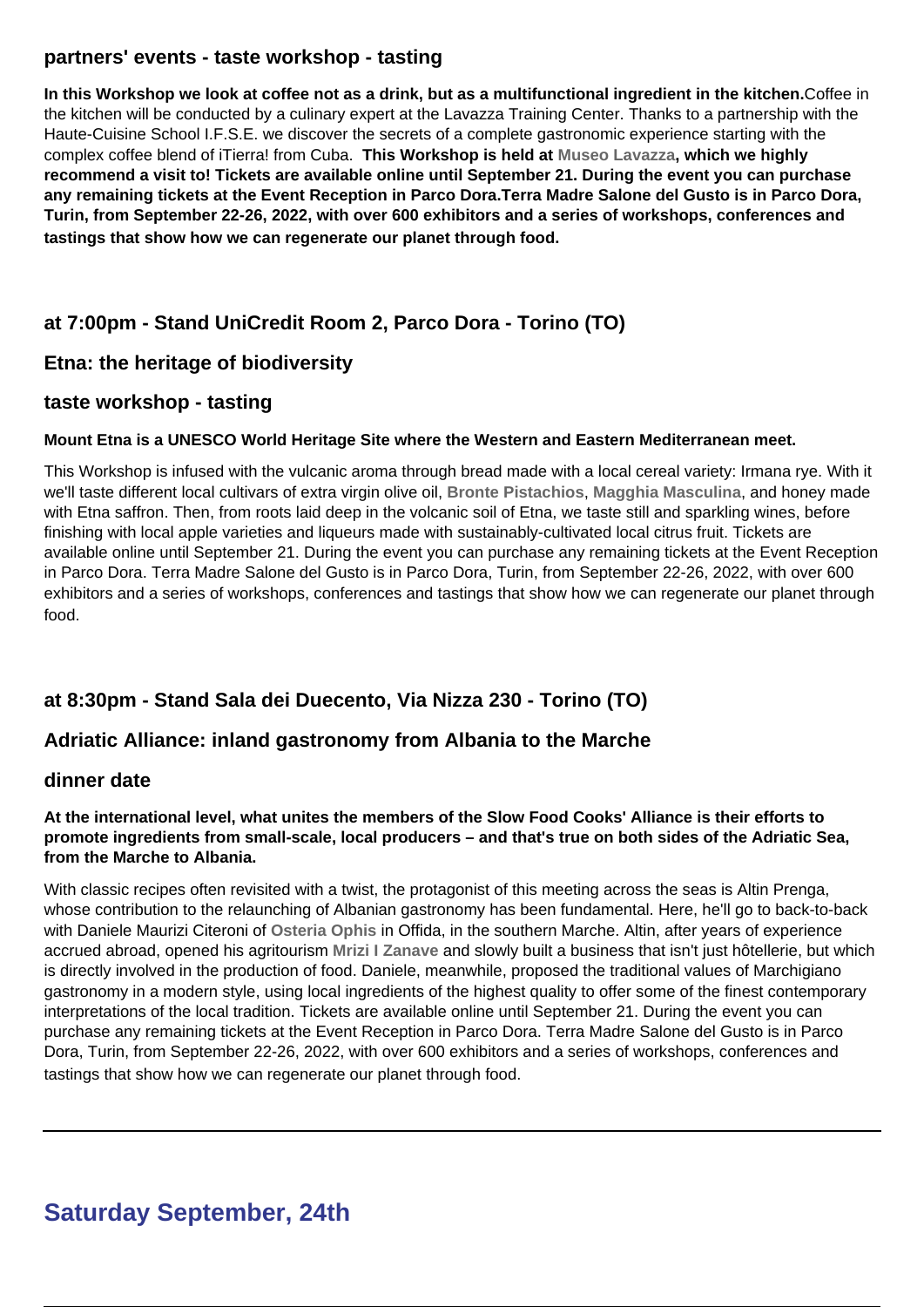### partners' events - taste workshop - tasting

**In this Workshop we look at coffee not as a drink, but as a multifunctional ingredient in the kitchen.**Coffee in the kitchen will be conducted by a culinary expert at the Lavazza Training Center. Thanks to a partnership with the Haute-Cuisine School I.F.S.E. we discover the secrets of a complete gastronomic experience starting with the complex coffee blend of ¡Tierra! from Cuba. **This Workshop is held at Museo Lavazza, which we highly recommend a visit to! Tickets are available online until September 21. During the event you can purchase any remaining tickets at the Event Reception in Parco Dora.Terra Madre Salone del Gusto is in Parco Dora, Turin, from September 22-26, 2022, with over 600 exhibitors and a series of workshops, conferences and tastings that show how we can regenerate our planet through food.**

### at 7:00pm - Stand UniCredit Room 2, Parco Dora - Torino (TO)

### Etna: the heritage of biodiversity

### taste workshop - tasting

**Mount Etna is a UNESCO World Heritage Site where the Western and Eastern Mediterranean meet.**

This Workshop is infused with the vulcanic aroma through bread made with a local cereal variety: Irmana rye. With it we'll taste different local cultivars of extra virgin olive oil, **Bronte Pistachios**, **Magghia Masculina**, and honey made with Etna saffron. Then, from roots laid deep in the volcanic soil of Etna, we taste still and sparkling wines, before finishing with local apple varieties and liqueurs made with sustainably-cultivated local citrus fruit. Tickets are available online until September 21. During the event you can purchase any remaining tickets at the Event Reception in Parco Dora. Terra Madre Salone del Gusto is in Parco Dora, Turin, from September 22-26, 2022, with over 600 exhibitors and a series of workshops, conferences and tastings that show how we can regenerate our planet through food.

### at 8:30pm - Stand Sala dei Duecento, Via Nizza 230 - Torino (TO)

### Adriatic Alliance: inland gastronomy from Albania to the Marche

### dinner date

**At the international level, what unites the members of the Slow Food Cooks' Alliance is their efforts to promote ingredients from small-scale, local producers – and that's true on both sides of the Adriatic Sea, from the Marche to Albania.**

With classic recipes often revisited with a twist, the protagonist of this meeting across the seas is Altin Prenga, whose contribution to the relaunching of Albanian gastronomy has been fundamental. Here, he'll go to back-to-back with Daniele Maurizi Citeroni of **Osteria Ophis** in Offida, in the southern Marche. Altin, after years of experience accrued abroad, opened his agritourism **Mrizi I Zanave** and slowly built a business that isn't just hôtellerie, but which is directly involved in the production of food. Daniele, meanwhile, proposed the traditional values of Marchigiano gastronomy in a modern style, using local ingredients of the highest quality to offer some of the finest contemporary interpretations of the local tradition. Tickets are available online until September 21. During the event you can purchase any remaining tickets at the Event Reception in Parco Dora. Terra Madre Salone del Gusto is in Parco Dora, Turin, from September 22-26, 2022, with over 600 exhibitors and a series of workshops, conferences and tastings that show how we can regenerate our planet through food.

---

## Saturday September, 24th

---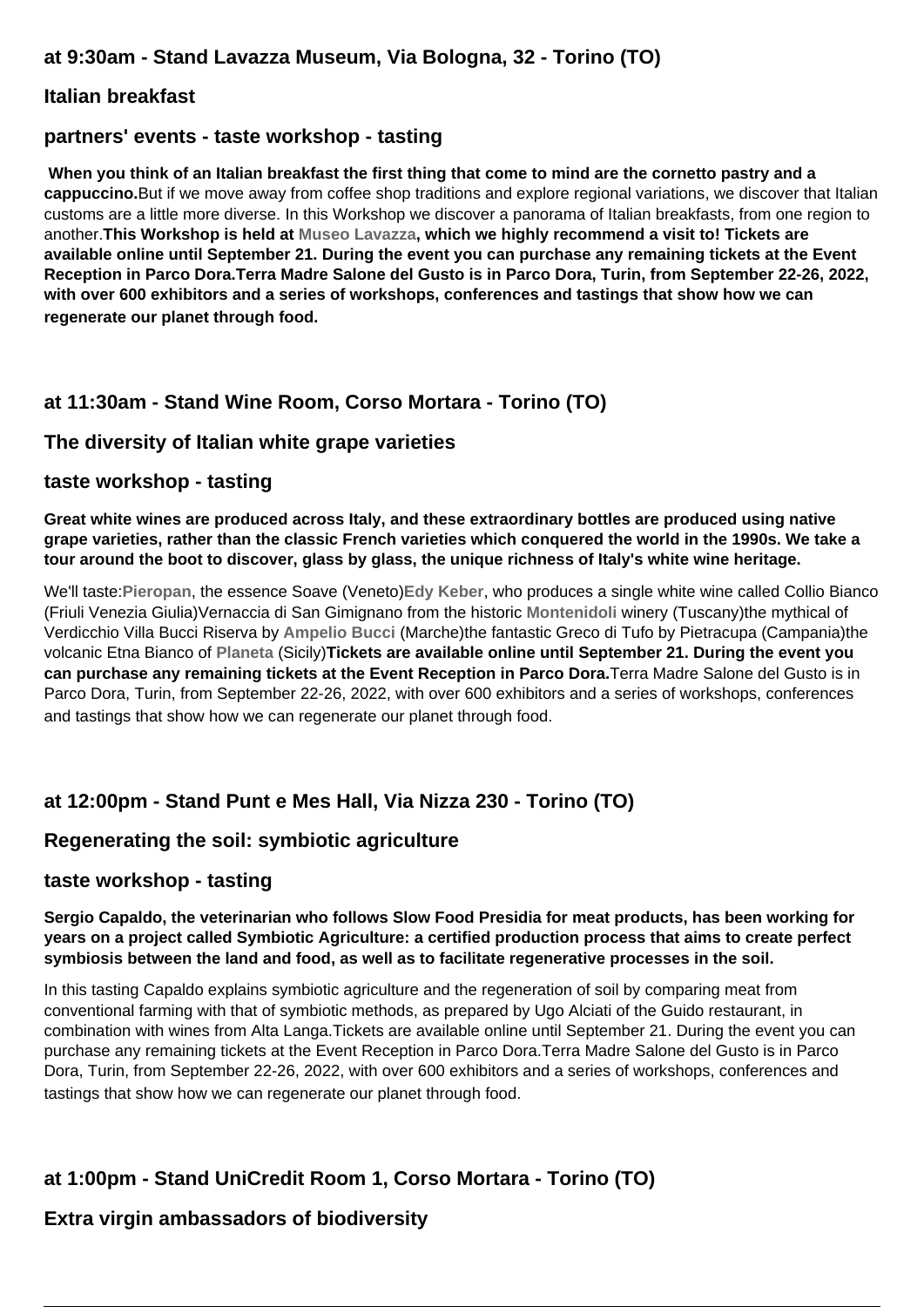### at 9:30am - Stand Lavazza Museum, Via Bologna, 32 - Torino (TO)

### Italian breakfast

### partners' events - taste workshop - tasting

**When you think of an Italian breakfast the first thing that come to mind are the cornetto pastry and a cappuccino.**But if we move away from coffee shop traditions and explore regional variations, we discover that Italian customs are a little more diverse. In this Workshop we discover a panorama of Italian breakfasts, from one region to another.**This Workshop is held at Museo Lavazza, which we highly recommend a visit to! Tickets are available online until September 21. During the event you can purchase any remaining tickets at the Event Reception in Parco Dora.Terra Madre Salone del Gusto is in Parco Dora, Turin, from September 22-26, 2022, with over 600 exhibitors and a series of workshops, conferences and tastings that show how we can regenerate our planet through food.**

### at 11:30am - Stand Wine Room, Corso Mortara - Torino (TO)

### The diversity of Italian white grape varieties

### taste workshop - tasting

**Great white wines are produced across Italy, and these extraordinary bottles are produced using native grape varieties, rather than the classic French varieties which conquered the world in the 1990s. We take a tour around the boot to discover, glass by glass, the unique richness of Italy's white wine heritage.**

We'll taste:**Pieropan**, the essence Soave (Veneto)**Edy Keber**, who produces a single white wine called Collio Bianco (Friuli Venezia Giulia)Vernaccia di San Gimignano from the historic **Montenidoli** winery (Tuscany)the mythical of Verdicchio Villa Bucci Riserva by **Ampelio Bucci** (Marche)the fantastic Greco di Tufo by Pietracupa (Campania)the volcanic Etna Bianco of **Planeta** (Sicily)**Tickets are available online until September 21. During the event you can purchase any remaining tickets at the Event Reception in Parco Dora.**Terra Madre Salone del Gusto is in Parco Dora, Turin, from September 22-26, 2022, with over 600 exhibitors and a series of workshops, conferences and tastings that show how we can regenerate our planet through food.

### at 12:00pm - Stand Punt e Mes Hall, Via Nizza 230 - Torino (TO)

### Regenerating the soil: symbiotic agriculture

### taste workshop - tasting

**Sergio Capaldo, the veterinarian who follows Slow Food Presidia for meat products, has been working for years on a project called Symbiotic Agriculture: a certified production process that aims to create perfect symbiosis between the land and food, as well as to facilitate regenerative processes in the soil.**

In this tasting Capaldo explains symbiotic agriculture and the regeneration of soil by comparing meat from conventional farming with that of symbiotic methods, as prepared by Ugo Alciati of the Guido restaurant, in combination with wines from Alta Langa.Tickets are available online until September 21. During the event you can purchase any remaining tickets at the Event Reception in Parco Dora.Terra Madre Salone del Gusto is in Parco Dora, Turin, from September 22-26, 2022, with over 600 exhibitors and a series of workshops, conferences and tastings that show how we can regenerate our planet through food.

### at 1:00pm - Stand UniCredit Room 1, Corso Mortara - Torino (TO)

### Extra virgin ambassadors of biodiversity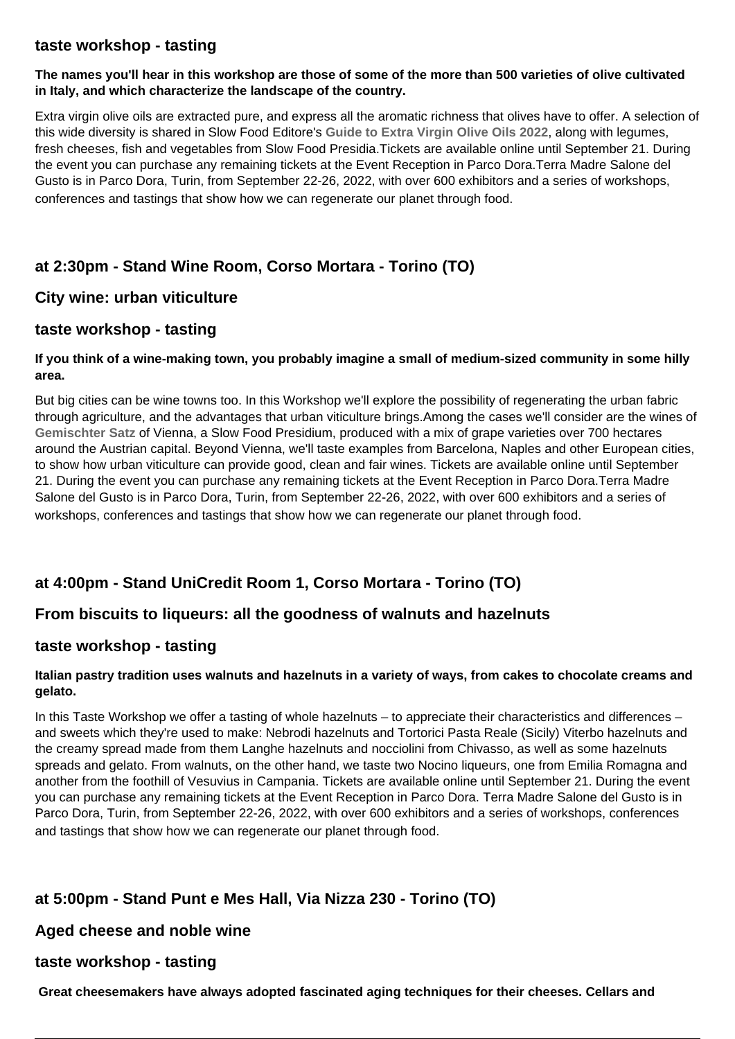### taste workshop - tasting

**The names you'll hear in this workshop are those of some of the more than 500 varieties of olive cultivated in Italy, and which characterize the landscape of the country.**

Extra virgin olive oils are extracted pure, and express all the aromatic richness that olives have to offer. A selection of this wide diversity is shared in Slow Food Editore's **Guide to Extra Virgin Olive Oils 2022**, along with legumes, fresh cheeses, fish and vegetables from Slow Food Presidia.Tickets are available online until September 21. During the event you can purchase any remaining tickets at the Event Reception in Parco Dora.Terra Madre Salone del Gusto is in Parco Dora, Turin, from September 22-26, 2022, with over 600 exhibitors and a series of workshops, conferences and tastings that show how we can regenerate our planet through food.

### at 2:30pm - Stand Wine Room, Corso Mortara - Torino (TO)

### City wine: urban viticulture

### taste workshop - tasting

**If you think of a wine-making town, you probably imagine a small of medium-sized community in some hilly area.**

But big cities can be wine towns too. In this Workshop we'll explore the possibility of regenerating the urban fabric through agriculture, and the advantages that urban viticulture brings.Among the cases we'll consider are the wines of **Gemischter Satz** of Vienna, a Slow Food Presidium, produced with a mix of grape varieties over 700 hectares around the Austrian capital. Beyond Vienna, we'll taste examples from Barcelona, Naples and other European cities, to show how urban viticulture can provide good, clean and fair wines. Tickets are available online until September 21. During the event you can purchase any remaining tickets at the Event Reception in Parco Dora.Terra Madre Salone del Gusto is in Parco Dora, Turin, from September 22-26, 2022, with over 600 exhibitors and a series of workshops, conferences and tastings that show how we can regenerate our planet through food.

### at 4:00pm - Stand UniCredit Room 1, Corso Mortara - Torino (TO)

### From biscuits to liqueurs: all the goodness of walnuts and hazelnuts

### taste workshop - tasting

**Italian pastry tradition uses walnuts and hazelnuts in a variety of ways, from cakes to chocolate creams and gelato.**

In this Taste Workshop we offer a tasting of whole hazelnuts – to appreciate their characteristics and differences – and sweets which they're used to make: Nebrodi hazelnuts and Tortorici Pasta Reale (Sicily) Viterbo hazelnuts and the creamy spread made from them Langhe hazelnuts and nocciolini from Chivasso, as well as some hazelnuts spreads and gelato. From walnuts, on the other hand, we taste two Nocino liqueurs, one from Emilia Romagna and another from the foothill of Vesuvius in Campania. Tickets are available online until September 21. During the event you can purchase any remaining tickets at the Event Reception in Parco Dora. Terra Madre Salone del Gusto is in Parco Dora, Turin, from September 22-26, 2022, with over 600 exhibitors and a series of workshops, conferences and tastings that show how we can regenerate our planet through food.

### at 5:00pm - Stand Punt e Mes Hall, Via Nizza 230 - Torino (TO)

### Aged cheese and noble wine

### taste workshop - tasting

**Great cheesemakers have always adopted fascinated aging techniques for their cheeses. Cellars and**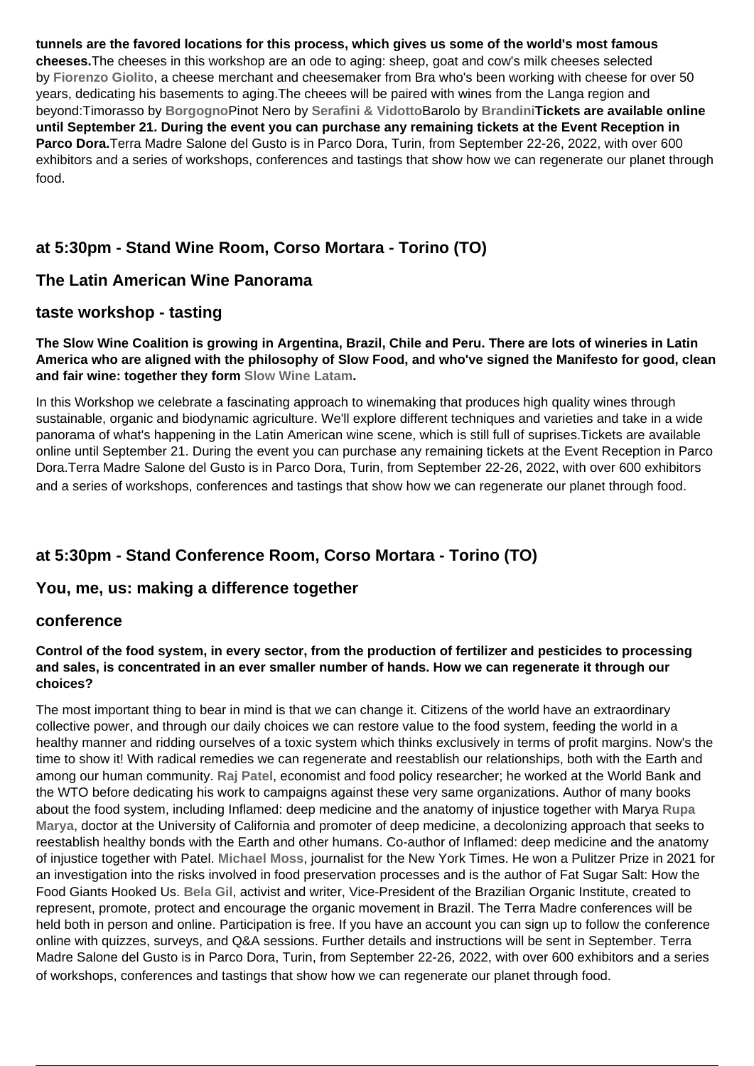**tunnels are the favored locations for this process, which gives us some of the world's most famous cheeses.**The cheeses in this workshop are an ode to aging: sheep, goat and cow's milk cheeses selected by **Fiorenzo Giolito**, a cheese merchant and cheesemaker from Bra who's been working with cheese for over 50 years, dedicating his basements to aging.The cheees will be paired with wines from the Langa region and beyond:Timorasso by **Borgogno**Pinot Nero by **Serafini & Vidotto**Barolo by **Brandini****Tickets are available online until September 21. During the event you can purchase any remaining tickets at the Event Reception in Parco Dora.**Terra Madre Salone del Gusto is in Parco Dora, Turin, from September 22-26, 2022, with over 600 exhibitors and a series of workshops, conferences and tastings that show how we can regenerate our planet through food.

## at 5:30pm - Stand Wine Room, Corso Mortara - Torino (TO)

## The Latin American Wine Panorama

## taste workshop - tasting

**The Slow Wine Coalition is growing in Argentina, Brazil, Chile and Peru. There are lots of wineries in Latin America who are aligned with the philosophy of Slow Food, and who've signed the Manifesto for good, clean and fair wine: together they form Slow Wine Latam.**

In this Workshop we celebrate a fascinating approach to winemaking that produces high quality wines through sustainable, organic and biodynamic agriculture. We'll explore different techniques and varieties and take in a wide panorama of what's happening in the Latin American wine scene, which is still full of suprises.Tickets are available online until September 21. During the event you can purchase any remaining tickets at the Event Reception in Parco Dora.Terra Madre Salone del Gusto is in Parco Dora, Turin, from September 22-26, 2022, with over 600 exhibitors and a series of workshops, conferences and tastings that show how we can regenerate our planet through food.

## at 5:30pm - Stand Conference Room, Corso Mortara - Torino (TO)

## You, me, us: making a difference together

## conference

**Control of the food system, in every sector, from the production of fertilizer and pesticides to processing and sales, is concentrated in an ever smaller number of hands. How we can regenerate it through our choices?**

The most important thing to bear in mind is that we can change it. Citizens of the world have an extraordinary collective power, and through our daily choices we can restore value to the food system, feeding the world in a healthy manner and ridding ourselves of a toxic system which thinks exclusively in terms of profit margins. Now's the time to show it! With radical remedies we can regenerate and reestablish our relationships, both with the Earth and among our human community. **Raj Patel**, economist and food policy researcher; he worked at the World Bank and the WTO before dedicating his work to campaigns against these very same organizations. Author of many books about the food system, including Inflamed: deep medicine and the anatomy of injustice together with Marya **Rupa Marya**, doctor at the University of California and promoter of deep medicine, a decolonizing approach that seeks to reestablish healthy bonds with the Earth and other humans. Co-author of Inflamed: deep medicine and the anatomy of injustice together with Patel. **Michael Moss**, journalist for the New York Times. He won a Pulitzer Prize in 2021 for an investigation into the risks involved in food preservation processes and is the author of Fat Sugar Salt: How the Food Giants Hooked Us. **Bela Gil**, activist and writer, Vice-President of the Brazilian Organic Institute, created to represent, promote, protect and encourage the organic movement in Brazil. The Terra Madre conferences will be held both in person and online. Participation is free. If you have an account you can sign up to follow the conference online with quizzes, surveys, and Q&A sessions. Further details and instructions will be sent in September. Terra Madre Salone del Gusto is in Parco Dora, Turin, from September 22-26, 2022, with over 600 exhibitors and a series of workshops, conferences and tastings that show how we can regenerate our planet through food.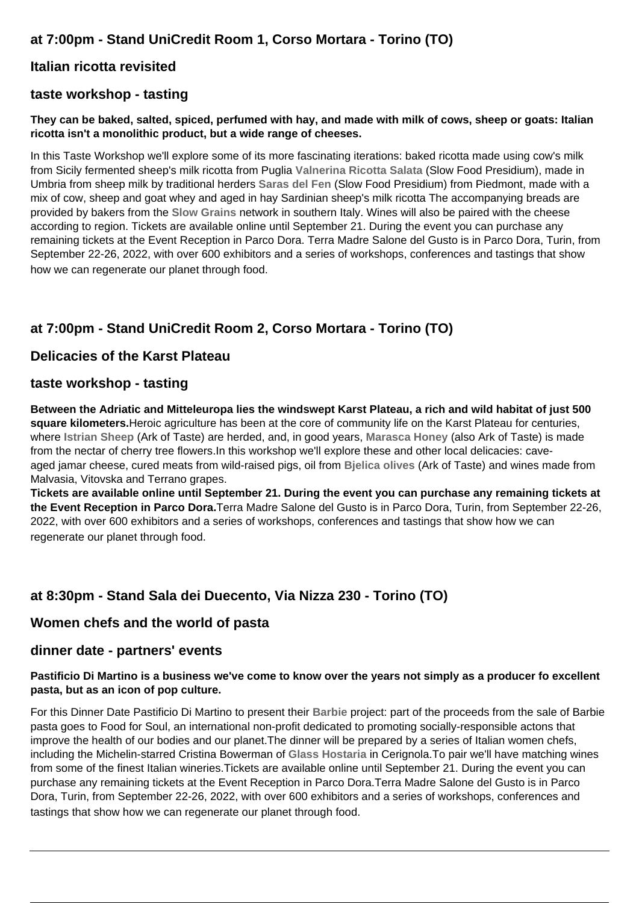### at 7:00pm - Stand UniCredit Room 1, Corso Mortara - Torino (TO)

### Italian ricotta revisited

### taste workshop - tasting

**They can be baked, salted, spiced, perfumed with hay, and made with milk of cows, sheep or goats: Italian ricotta isn't a monolithic product, but a wide range of cheeses.**

In this Taste Workshop we'll explore some of its more fascinating iterations: baked ricotta made using cow's milk from Sicily fermented sheep's milk ricotta from Puglia **Valnerina Ricotta Salata** (Slow Food Presidium), made in Umbria from sheep milk by traditional herders **Saras del Fen** (Slow Food Presidium) from Piedmont, made with a mix of cow, sheep and goat whey and aged in hay Sardinian sheep's milk ricotta The accompanying breads are provided by bakers from the **Slow Grains** network in southern Italy. Wines will also be paired with the cheese according to region. Tickets are available online until September 21. During the event you can purchase any remaining tickets at the Event Reception in Parco Dora. Terra Madre Salone del Gusto is in Parco Dora, Turin, from September 22-26, 2022, with over 600 exhibitors and a series of workshops, conferences and tastings that show how we can regenerate our planet through food.

### at 7:00pm - Stand UniCredit Room 2, Corso Mortara - Torino (TO)

### Delicacies of the Karst Plateau

### taste workshop - tasting

**Between the Adriatic and Mitteleuropa lies the windswept Karst Plateau, a rich and wild habitat of just 500 square kilometers.**Heroic agriculture has been at the core of community life on the Karst Plateau for centuries, where **Istrian Sheep** (Ark of Taste) are herded, and, in good years, **Marasca Honey** (also Ark of Taste) is made from the nectar of cherry tree flowers.In this workshop we'll explore these and other local delicacies: cave-aged jamar cheese, cured meats from wild-raised pigs, oil from **Bjelica olives** (Ark of Taste) and wines made from Malvasia, Vitovska and Terrano grapes.
**Tickets are available online until September 21. During the event you can purchase any remaining tickets at the Event Reception in Parco Dora.**Terra Madre Salone del Gusto is in Parco Dora, Turin, from September 22-26, 2022, with over 600 exhibitors and a series of workshops, conferences and tastings that show how we can regenerate our planet through food.

### at 8:30pm - Stand Sala dei Duecento, Via Nizza 230 - Torino (TO)

### Women chefs and the world of pasta

### dinner date - partners' events

**Pastificio Di Martino is a business we've come to know over the years not simply as a producer fo excellent pasta, but as an icon of pop culture.**

For this Dinner Date Pastificio Di Martino to present their **Barbie** project: part of the proceeds from the sale of Barbie pasta goes to Food for Soul, an international non-profit dedicated to promoting socially-responsible actons that improve the health of our bodies and our planet.The dinner will be prepared by a series of Italian women chefs, including the Michelin-starred Cristina Bowerman of **Glass Hostaria** in Cerignola.To pair we'll have matching wines from some of the finest Italian wineries.Tickets are available online until September 21. During the event you can purchase any remaining tickets at the Event Reception in Parco Dora.Terra Madre Salone del Gusto is in Parco Dora, Turin, from September 22-26, 2022, with over 600 exhibitors and a series of workshops, conferences and tastings that show how we can regenerate our planet through food.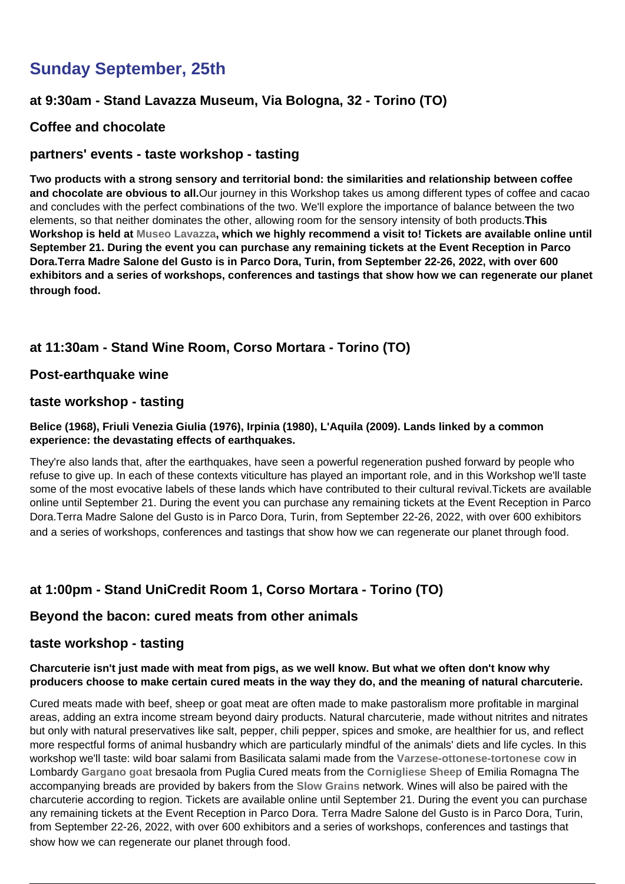## Sunday September, 25th

### at 9:30am - Stand Lavazza Museum, Via Bologna, 32 - Torino (TO)

### Coffee and chocolate

### partners' events - taste workshop - tasting

**Two products with a strong sensory and territorial bond: the similarities and relationship between coffee and chocolate are obvious to all.** Our journey in this Workshop takes us among different types of coffee and cacao and concludes with the perfect combinations of the two. We'll explore the importance of balance between the two elements, so that neither dominates the other, allowing room for the sensory intensity of both products. **This Workshop is held at Museo Lavazza, which we highly recommend a visit to! Tickets are available online until September 21. During the event you can purchase any remaining tickets at the Event Reception in Parco Dora. Terra Madre Salone del Gusto is in Parco Dora, Turin, from September 22-26, 2022, with over 600 exhibitors and a series of workshops, conferences and tastings that show how we can regenerate our planet through food.**

### at 11:30am - Stand Wine Room, Corso Mortara - Torino (TO)

### Post-earthquake wine

### taste workshop - tasting

**Belice (1968), Friuli Venezia Giulia (1976), Irpinia (1980), L'Aquila (2009). Lands linked by a common experience: the devastating effects of earthquakes.**

They're also lands that, after the earthquakes, have seen a powerful regeneration pushed forward by people who refuse to give up. In each of these contexts viticulture has played an important role, and in this Workshop we'll taste some of the most evocative labels of these lands which have contributed to their cultural revival. Tickets are available online until September 21. During the event you can purchase any remaining tickets at the Event Reception in Parco Dora. Terra Madre Salone del Gusto is in Parco Dora, Turin, from September 22-26, 2022, with over 600 exhibitors and a series of workshops, conferences and tastings that show how we can regenerate our planet through food.

### at 1:00pm - Stand UniCredit Room 1, Corso Mortara - Torino (TO)

### Beyond the bacon: cured meats from other animals

### taste workshop - tasting

**Charcuterie isn't just made with meat from pigs, as we well know. But what we often don't know why producers choose to make certain cured meats in the way they do, and the meaning of natural charcuterie.**

Cured meats made with beef, sheep or goat meat are often made to make pastoralism more profitable in marginal areas, adding an extra income stream beyond dairy products. Natural charcuterie, made without nitrites and nitrates but only with natural preservatives like salt, pepper, chili pepper, spices and smoke, are healthier for us, and reflect more respectful forms of animal husbandry which are particularly mindful of the animals' diets and life cycles. In this workshop we'll taste: wild boar salami from Basilicata salami made from the **Varzese-ottonese-tortonese cow** in Lombardy **Gargano goat** bresaola from Puglia Cured meats from the **Corniglese Sheep** of Emilia Romagna The accompanying breads are provided by bakers from the **Slow Grains** network. Wines will also be paired with the charcuterie according to region. Tickets are available online until September 21. During the event you can purchase any remaining tickets at the Event Reception in Parco Dora. Terra Madre Salone del Gusto is in Parco Dora, Turin, from September 22-26, 2022, with over 600 exhibitors and a series of workshops, conferences and tastings that show how we can regenerate our planet through food.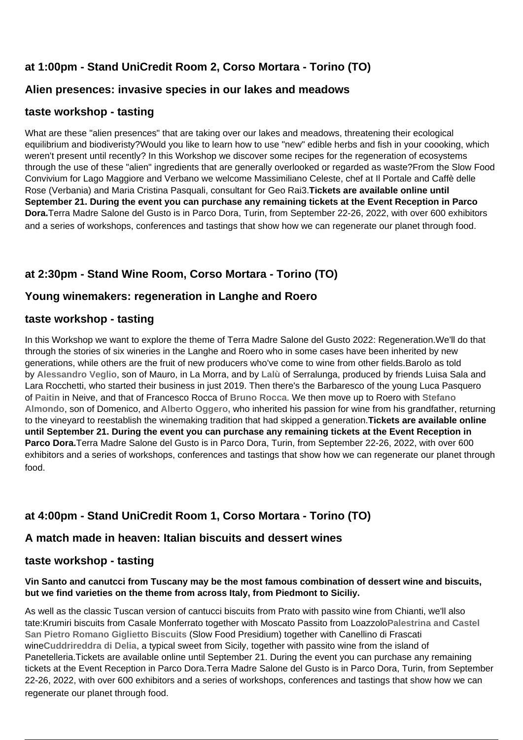### at 1:00pm - Stand UniCredit Room 2, Corso Mortara - Torino (TO)

### Alien presences: invasive species in our lakes and meadows

### taste workshop - tasting

What are these "alien presences" that are taking over our lakes and meadows, threatening their ecological equilibrium and biodiveristy?Would you like to learn how to use "new" edible herbs and fish in your coooking, which weren't present until recently? In this Workshop we discover some recipes for the regeneration of ecosystems through the use of these "alien" ingredients that are generally overlooked or regarded as waste?From the Slow Food Convivium for Lago Maggiore and Verbano we welcome Massimiliano Celeste, chef at Il Portale and Caffè delle Rose (Verbania) and Maria Cristina Pasquali, consultant for Geo Rai3.**Tickets are available online until September 21. During the event you can purchase any remaining tickets at the Event Reception in Parco Dora.**Terra Madre Salone del Gusto is in Parco Dora, Turin, from September 22-26, 2022, with over 600 exhibitors and a series of workshops, conferences and tastings that show how we can regenerate our planet through food.

### at 2:30pm - Stand Wine Room, Corso Mortara - Torino (TO)

### Young winemakers: regeneration in Langhe and Roero

### taste workshop - tasting

In this Workshop we want to explore the theme of Terra Madre Salone del Gusto 2022: Regeneration.We'll do that through the stories of six wineries in the Langhe and Roero who in some cases have been inherited by new generations, while others are the fruit of new producers who've come to wine from other fields.Barolo as told by **Alessandro Veglio**, son of Mauro, in La Morra, and by **Lalù** of Serralunga, produced by friends Luisa Sala and Lara Rocchetti, who started their business in just 2019. Then there's the Barbaresco of the young Luca Pasquero of **Paitin** in Neive, and that of Francesco Rocca of **Bruno Rocca**. We then move up to Roero with **Stefano Almondo**, son of Domenico, and **Alberto Oggero,** who inherited his passion for wine from his grandfather, returning to the vineyard to reestablish the winemaking tradition that had skipped a generation.**Tickets are available online until September 21. During the event you can purchase any remaining tickets at the Event Reception in Parco Dora.**Terra Madre Salone del Gusto is in Parco Dora, Turin, from September 22-26, 2022, with over 600 exhibitors and a series of workshops, conferences and tastings that show how we can regenerate our planet through food.

### at 4:00pm - Stand UniCredit Room 1, Corso Mortara - Torino (TO)

### A match made in heaven: Italian biscuits and dessert wines

### taste workshop - tasting

**Vin Santo and canutcci from Tuscany may be the most famous combination of dessert wine and biscuits, but we find varieties on the theme from across Italy, from Piedmont to Siciliy.**

As well as the classic Tuscan version of cantucci biscuits from Prato with passito wine from Chianti, we'll also tate:Krumiri biscuits from Casale Monferrato together with Moscato Passito from Loazzolo**Palestrina and Castel San Pietro Romano Giglietto Biscuits** (Slow Food Presidium) together with Canellino di Frascati wine**Cuddrireddra di Delia**, a typical sweet from Sicily, together with passito wine from the island of Panetelleria.Tickets are available online until September 21. During the event you can purchase any remaining tickets at the Event Reception in Parco Dora.Terra Madre Salone del Gusto is in Parco Dora, Turin, from September 22-26, 2022, with over 600 exhibitors and a series of workshops, conferences and tastings that show how we can regenerate our planet through food.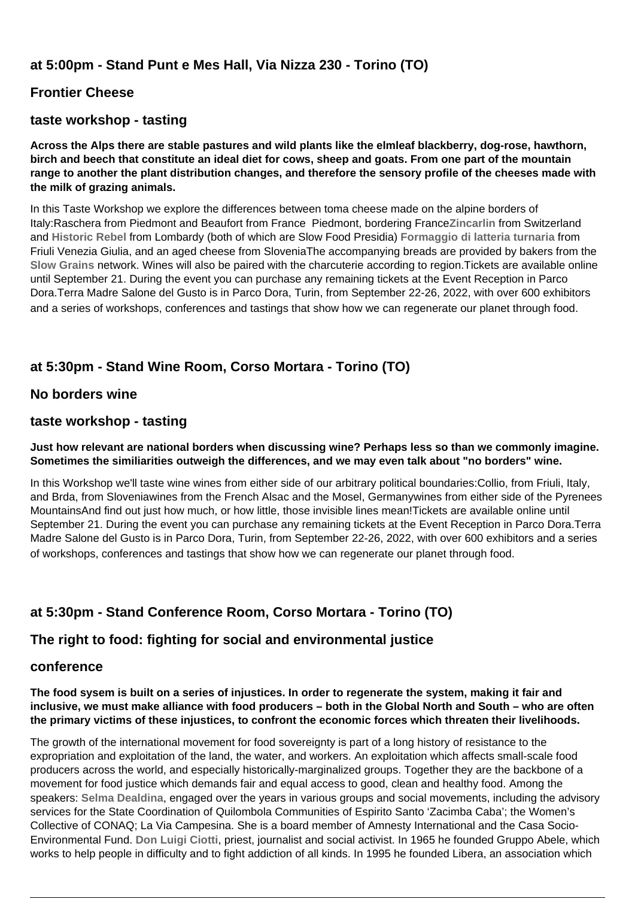### at 5:00pm - Stand Punt e Mes Hall, Via Nizza 230 - Torino (TO)

### Frontier Cheese

### taste workshop - tasting

**Across the Alps there are stable pastures and wild plants like the elmleaf blackberry, dog-rose, hawthorn, birch and beech that constitute an ideal diet for cows, sheep and goats. From one part of the mountain range to another the plant distribution changes, and therefore the sensory profile of the cheeses made with the milk of grazing animals.**

In this Taste Workshop we explore the differences between toma cheese made on the alpine borders of Italy:Raschera from Piedmont and Beaufort from France  Piedmont, bordering France**Zincarlin** from Switzerland and **Historic Rebel** from Lombardy (both of which are Slow Food Presidia) **Formaggio di latteria turnaria** from Friuli Venezia Giulia, and an aged cheese from SloveniaThe accompanying breads are provided by bakers from the **Slow Grains** network. Wines will also be paired with the charcuterie according to region.Tickets are available online until September 21. During the event you can purchase any remaining tickets at the Event Reception in Parco Dora.Terra Madre Salone del Gusto is in Parco Dora, Turin, from September 22-26, 2022, with over 600 exhibitors and a series of workshops, conferences and tastings that show how we can regenerate our planet through food.

### at 5:30pm - Stand Wine Room, Corso Mortara - Torino (TO)

### No borders wine

### taste workshop - tasting

**Just how relevant are national borders when discussing wine? Perhaps less so than we commonly imagine. Sometimes the similiarities outweigh the differences, and we may even talk about "no borders" wine.**

In this Workshop we'll taste wine wines from either side of our arbitrary political boundaries:Collio, from Friuli, Italy, and Brda, from Sloveniawines from the French Alsac and the Mosel, Germanywines from either side of the Pyrenees MountainsAnd find out just how much, or how little, those invisible lines mean!Tickets are available online until September 21. During the event you can purchase any remaining tickets at the Event Reception in Parco Dora.Terra Madre Salone del Gusto is in Parco Dora, Turin, from September 22-26, 2022, with over 600 exhibitors and a series of workshops, conferences and tastings that show how we can regenerate our planet through food.

### at 5:30pm - Stand Conference Room, Corso Mortara - Torino (TO)

### The right to food: fighting for social and environmental justice

### conference

**The food sysem is built on a series of injustices. In order to regenerate the system, making it fair and inclusive, we must make alliance with food producers – both in the Global North and South – who are often the primary victims of these injustices, to confront the economic forces which threaten their livelihoods.**

The growth of the international movement for food sovereignty is part of a long history of resistance to the expropriation and exploitation of the land, the water, and workers. An exploitation which affects small-scale food producers across the world, and especially historically-marginalized groups. Together they are the backbone of a movement for food justice which demands fair and equal access to good, clean and healthy food. Among the speakers: **Selma Dealdina**, engaged over the years in various groups and social movements, including the advisory services for the State Coordination of Quilombola Communities of Espirito Santo 'Zacimba Caba'; the Women's Collective of CONAQ; La Via Campesina. She is a board member of Amnesty International and the Casa Socio-Environmental Fund. **Don Luigi Ciotti**, priest, journalist and social activist. In 1965 he founded Gruppo Abele, which works to help people in difficulty and to fight addiction of all kinds. In 1995 he founded Libera, an association which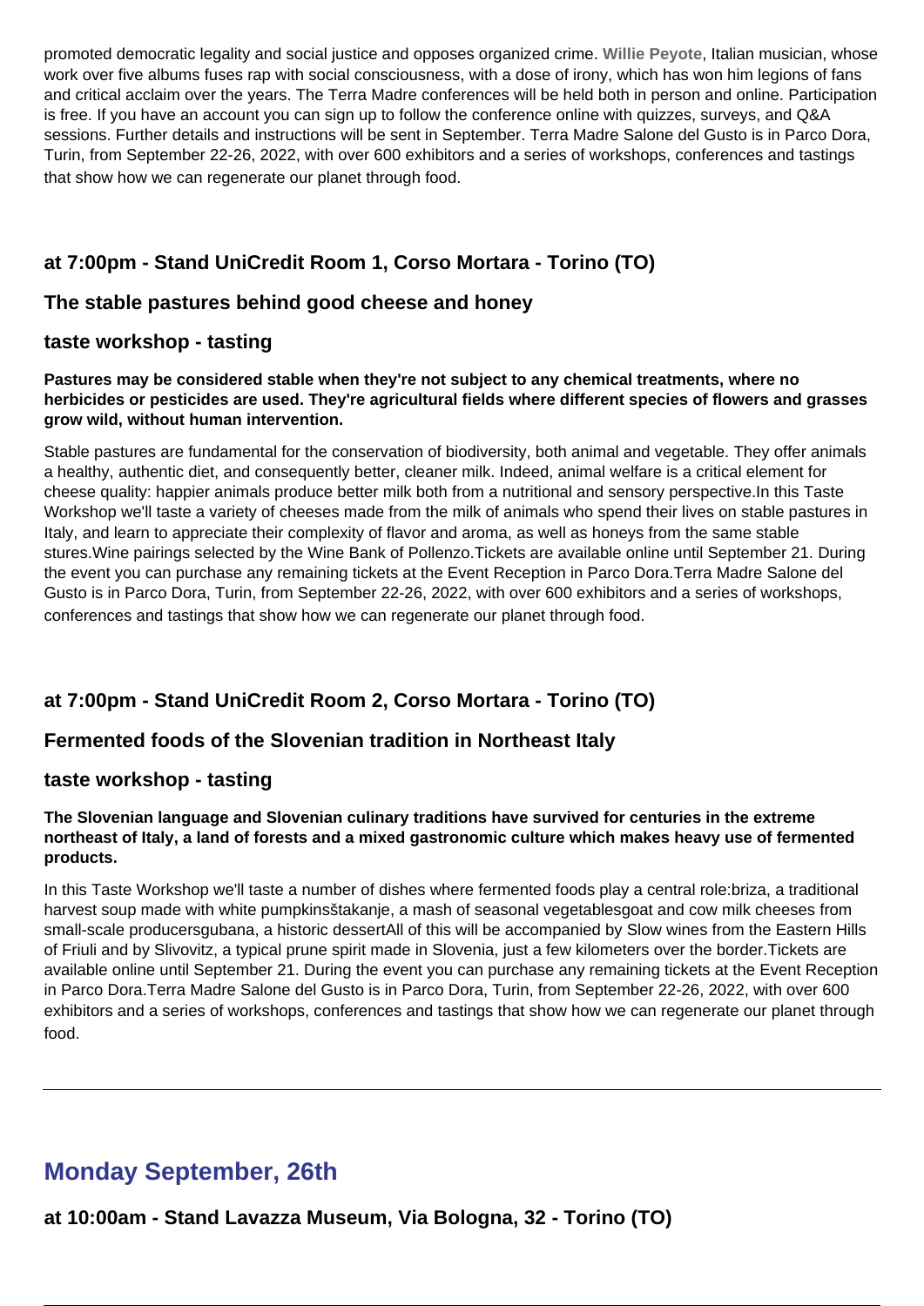promoted democratic legality and social justice and opposes organized crime. **Willie Peyote**, Italian musician, whose work over five albums fuses rap with social consciousness, with a dose of irony, which has won him legions of fans and critical acclaim over the years. The Terra Madre conferences will be held both in person and online. Participation is free. If you have an account you can sign up to follow the conference online with quizzes, surveys, and Q&A sessions. Further details and instructions will be sent in September. Terra Madre Salone del Gusto is in Parco Dora, Turin, from September 22-26, 2022, with over 600 exhibitors and a series of workshops, conferences and tastings that show how we can regenerate our planet through food.

### at 7:00pm - Stand UniCredit Room 1, Corso Mortara - Torino (TO)

### The stable pastures behind good cheese and honey

### taste workshop - tasting

**Pastures may be considered stable when they're not subject to any chemical treatments, where no herbicides or pesticides are used. They're agricultural fields where different species of flowers and grasses grow wild, without human intervention.**

Stable pastures are fundamental for the conservation of biodiversity, both animal and vegetable. They offer animals a healthy, authentic diet, and consequently better, cleaner milk. Indeed, animal welfare is a critical element for cheese quality: happier animals produce better milk both from a nutritional and sensory perspective.In this Taste Workshop we'll taste a variety of cheeses made from the milk of animals who spend their lives on stable pastures in Italy, and learn to appreciate their complexity of flavor and aroma, as well as honeys from the same stable stures.Wine pairings selected by the Wine Bank of Pollenzo.Tickets are available online until September 21. During the event you can purchase any remaining tickets at the Event Reception in Parco Dora.Terra Madre Salone del Gusto is in Parco Dora, Turin, from September 22-26, 2022, with over 600 exhibitors and a series of workshops, conferences and tastings that show how we can regenerate our planet through food.

### at 7:00pm - Stand UniCredit Room 2, Corso Mortara - Torino (TO)

### Fermented foods of the Slovenian tradition in Northeast Italy

### taste workshop - tasting

**The Slovenian language and Slovenian culinary traditions have survived for centuries in the extreme northeast of Italy, a land of forests and a mixed gastronomic culture which makes heavy use of fermented products.**

In this Taste Workshop we'll taste a number of dishes where fermented foods play a central role:briza, a traditional harvest soup made with white pumpkinsštakanje, a mash of seasonal vegetablesgoat and cow milk cheeses from small-scale producersgubana, a historic dessertAll of this will be accompanied by Slow wines from the Eastern Hills of Friuli and by Slivovitz, a typical prune spirit made in Slovenia, just a few kilometers over the border.Tickets are available online until September 21. During the event you can purchase any remaining tickets at the Event Reception in Parco Dora.Terra Madre Salone del Gusto is in Parco Dora, Turin, from September 22-26, 2022, with over 600 exhibitors and a series of workshops, conferences and tastings that show how we can regenerate our planet through food.

---

## Monday September, 26th

### at 10:00am - Stand Lavazza Museum, Via Bologna, 32 - Torino (TO)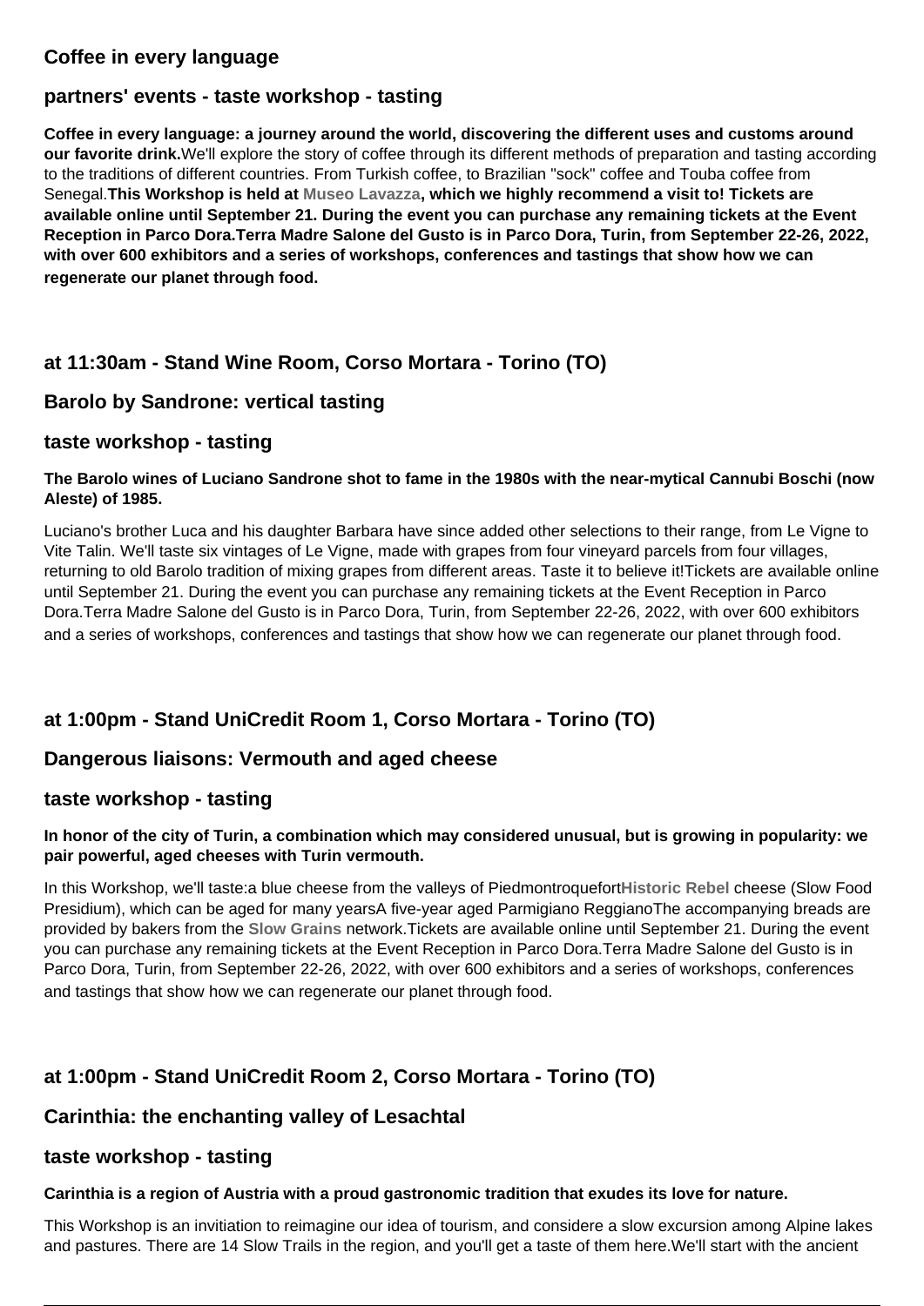### Coffee in every language

### partners' events - taste workshop - tasting

**Coffee in every language: a journey around the world, discovering the different uses and customs around our favorite drink.**We'll explore the story of coffee through its different methods of preparation and tasting according to the traditions of different countries. From Turkish coffee, to Brazilian "sock" coffee and Touba coffee from Senegal.**This Workshop is held at Museo Lavazza, which we highly recommend a visit to! Tickets are available online until September 21. During the event you can purchase any remaining tickets at the Event Reception in Parco Dora.Terra Madre Salone del Gusto is in Parco Dora, Turin, from September 22-26, 2022, with over 600 exhibitors and a series of workshops, conferences and tastings that show how we can regenerate our planet through food.**

### at 11:30am - Stand Wine Room, Corso Mortara - Torino (TO)

### Barolo by Sandrone: vertical tasting

### taste workshop - tasting

**The Barolo wines of Luciano Sandrone shot to fame in the 1980s with the near-mythical Cannubi Boschi (now Aleste) of 1985.**

Luciano's brother Luca and his daughter Barbara have since added other selections to their range, from Le Vigne to Vite Talin. We'll taste six vintages of Le Vigne, made with grapes from four vineyard parcels from four villages, returning to old Barolo tradition of mixing grapes from different areas. Taste it to believe it!Tickets are available online until September 21. During the event you can purchase any remaining tickets at the Event Reception in Parco Dora.Terra Madre Salone del Gusto is in Parco Dora, Turin, from September 22-26, 2022, with over 600 exhibitors and a series of workshops, conferences and tastings that show how we can regenerate our planet through food.

### at 1:00pm - Stand UniCredit Room 1, Corso Mortara - Torino (TO)

### Dangerous liaisons: Vermouth and aged cheese

### taste workshop - tasting

**In honor of the city of Turin, a combination which may considered unusual, but is growing in popularity: we pair powerful, aged cheeses with Turin vermouth.**

In this Workshop, we'll taste:a blue cheese from the valleys of PiedmontroquefortHistoric Rebel cheese (Slow Food Presidium), which can be aged for many yearsA five-year aged Parmigiano ReggianoThe accompanying breads are provided by bakers from the Slow Grains network.Tickets are available online until September 21. During the event you can purchase any remaining tickets at the Event Reception in Parco Dora.Terra Madre Salone del Gusto is in Parco Dora, Turin, from September 22-26, 2022, with over 600 exhibitors and a series of workshops, conferences and tastings that show how we can regenerate our planet through food.

### at 1:00pm - Stand UniCredit Room 2, Corso Mortara - Torino (TO)

### Carinthia: the enchanting valley of Lesachtal

### taste workshop - tasting

**Carinthia is a region of Austria with a proud gastronomic tradition that exudes its love for nature.**

This Workshop is an invitiation to reimagine our idea of tourism, and considere a slow excursion among Alpine lakes and pastures. There are 14 Slow Trails in the region, and you'll get a taste of them here.We'll start with the ancient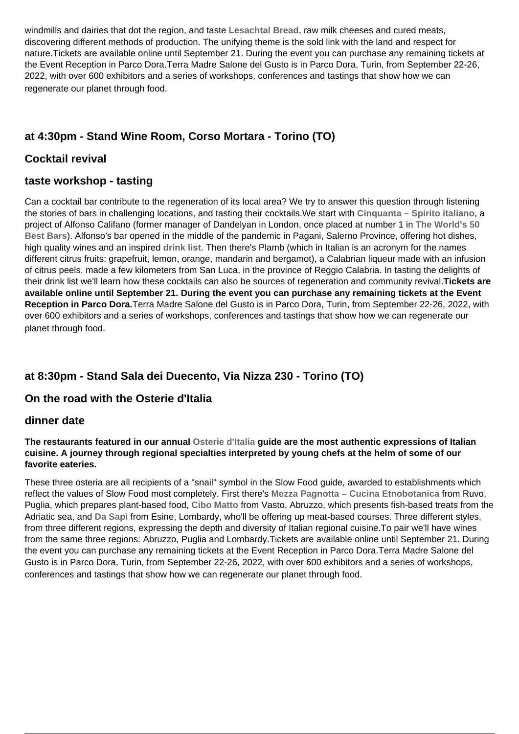windmills and dairies that dot the region, and taste **Lesachtal Bread**, raw milk cheeses and cured meats, discovering different methods of production. The unifying theme is the sold link with the land and respect for nature.Tickets are available online until September 21. During the event you can purchase any remaining tickets at the Event Reception in Parco Dora.Terra Madre Salone del Gusto is in Parco Dora, Turin, from September 22-26, 2022, with over 600 exhibitors and a series of workshops, conferences and tastings that show how we can regenerate our planet through food.

### at 4:30pm - Stand Wine Room, Corso Mortara - Torino (TO)

### Cocktail revival

### taste workshop - tasting

Can a cocktail bar contribute to the regeneration of its local area? We try to answer this question through listening the stories of bars in challenging locations, and tasting their cocktails.We start with **Cinquanta – Spirito italiano**, a project of Alfonso Califano (former manager of Dandelyan in London, once placed at number 1 in **The World's 50 Best Bars**). Alfonso's bar opened in the middle of the pandemic in Pagani, Salerno Province, offering hot dishes, high quality wines and an inspired **drink list**. Then there's Plamb (which in Italian is an acronym for the names different citrus fruits: grapefruit, lemon, orange, mandarin and bergamot), a Calabrian liqueur made with an infusion of citrus peels, made a few kilometers from San Luca, in the province of Reggio Calabria. In tasting the delights of their drink list we'll learn how these cocktails can also be sources of regeneration and community revival.**Tickets are available online until September 21. During the event you can purchase any remaining tickets at the Event Reception in Parco Dora.**Terra Madre Salone del Gusto is in Parco Dora, Turin, from September 22-26, 2022, with over 600 exhibitors and a series of workshops, conferences and tastings that show how we can regenerate our planet through food.

### at 8:30pm - Stand Sala dei Duecento, Via Nizza 230 - Torino (TO)

### On the road with the Osterie d'Italia

### dinner date

**The restaurants featured in our annual Osterie d'Italia guide are the most authentic expressions of Italian cuisine. A journey through regional specialties interpreted by young chefs at the helm of some of our favorite eateries.**

These three osteria are all recipients of a "snail" symbol in the Slow Food guide, awarded to establishments which reflect the values of Slow Food most completely. First there's **Mezza Pagnotta – Cucina Etnobotanica** from Ruvo, Puglia, which prepares plant-based food, **Cibo Matto** from Vasto, Abruzzo, which presents fish-based treats from the Adriatic sea, and **Da Sapì** from Esine, Lombardy, who'll be offering up meat-based courses. Three different styles, from three different regions, expressing the depth and diversity of Italian regional cuisine.To pair we'll have wines from the same three regions: Abruzzo, Puglia and Lombardy.Tickets are available online until September 21. During the event you can purchase any remaining tickets at the Event Reception in Parco Dora.Terra Madre Salone del Gusto is in Parco Dora, Turin, from September 22-26, 2022, with over 600 exhibitors and a series of workshops, conferences and tastings that show how we can regenerate our planet through food.